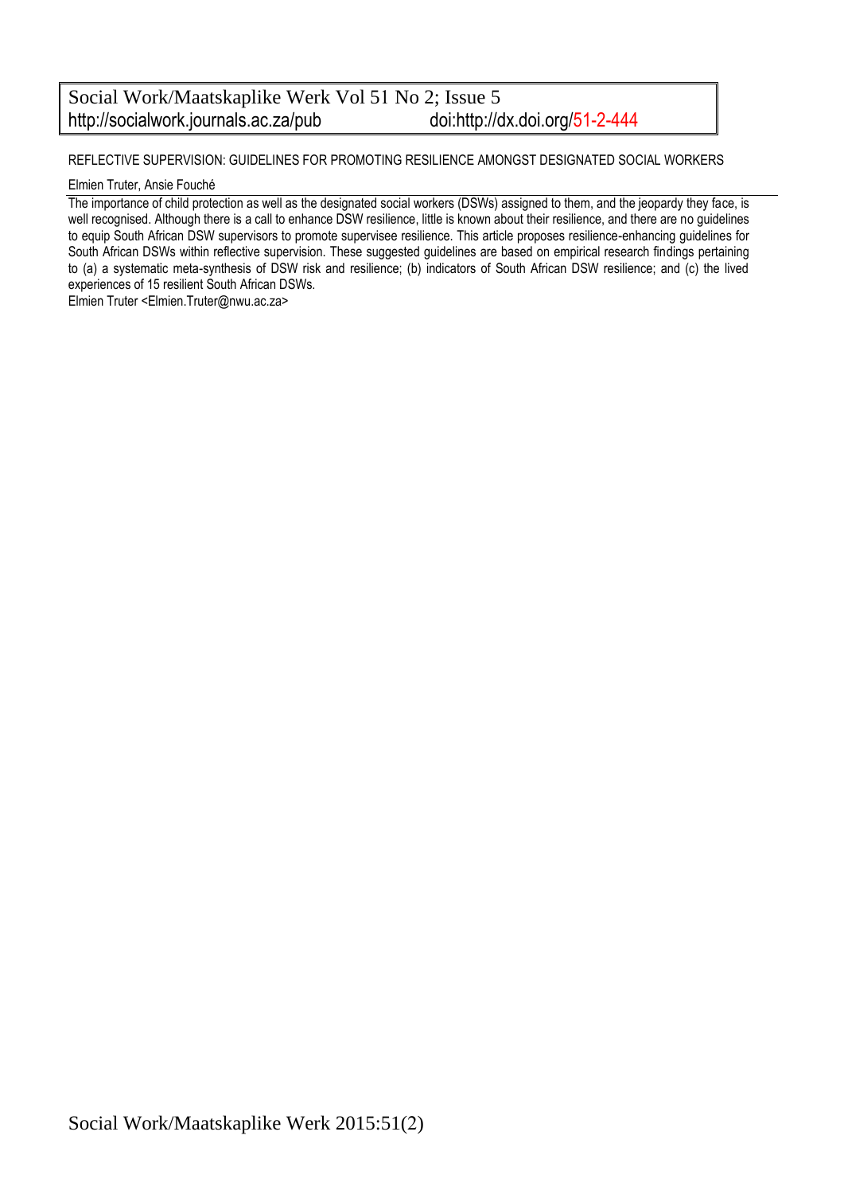Social Work/Maatskaplike Werk Vol 51 No 2; Issue 5
http://socialwork.journals.ac.za/pub doi:http://dx.doi.org/51-2-444

REFLECTIVE SUPERVISION: GUIDELINES FOR PROMOTING RESILIENCE AMONGST DESIGNATED SOCIAL WORKERS

Elmien Truter, Ansie Fouché

The importance of child protection as well as the designated social workers (DSWs) assigned to them, and the jeopardy they face, is well recognised. Although there is a call to enhance DSW resilience, little is known about their resilience, and there are no guidelines to equip South African DSW supervisors to promote supervisee resilience. This article proposes resilience-enhancing guidelines for South African DSWs within reflective supervision. These suggested guidelines are based on empirical research findings pertaining to (a) a systematic meta-synthesis of DSW risk and resilience; (b) indicators of South African DSW resilience; and (c) the lived experiences of 15 resilient South African DSWs.

Elmien Truter <Elmien.Truter@nwu.ac.za>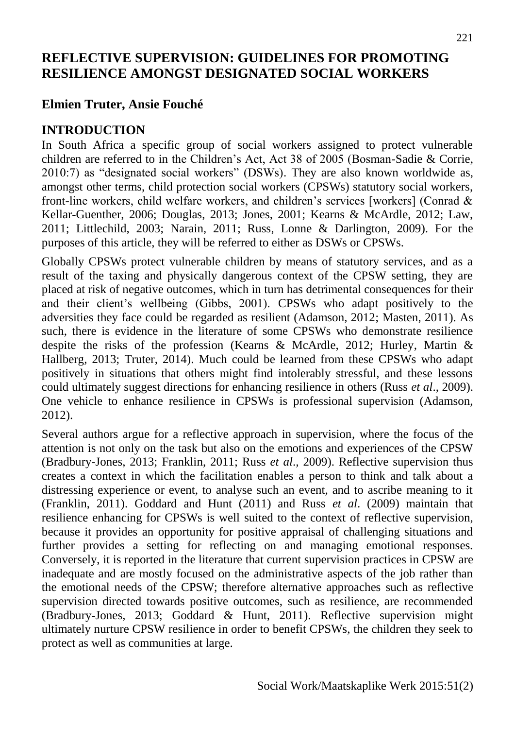# REFLECTIVE SUPERVISION: GUIDELINES FOR PROMOTING RESILIENCE AMONGST DESIGNATED SOCIAL WORKERS

**Elmien Truter, Ansie Fouché**

## INTRODUCTION

In South Africa a specific group of social workers assigned to protect vulnerable children are referred to in the Children's Act, Act 38 of 2005 (Bosman-Sadie & Corrie, 2010:7) as "designated social workers" (DSWs). They are also known worldwide as, amongst other terms, child protection social workers (CPSWs) statutory social workers, front-line workers, child welfare workers, and children's services [workers] (Conrad & Kellar-Guenther, 2006; Douglas, 2013; Jones, 2001; Kearns & McArdle, 2012; Law, 2011; Littlechild, 2003; Narain, 2011; Russ, Lonne & Darlington, 2009). For the purposes of this article, they will be referred to either as DSWs or CPSWs.

Globally CPSWs protect vulnerable children by means of statutory services, and as a result of the taxing and physically dangerous context of the CPSW setting, they are placed at risk of negative outcomes, which in turn has detrimental consequences for their and their client's wellbeing (Gibbs, 2001). CPSWs who adapt positively to the adversities they face could be regarded as resilient (Adamson, 2012; Masten, 2011). As such, there is evidence in the literature of some CPSWs who demonstrate resilience despite the risks of the profession (Kearns & McArdle, 2012; Hurley, Martin & Hallberg, 2013; Truter, 2014). Much could be learned from these CPSWs who adapt positively in situations that others might find intolerably stressful, and these lessons could ultimately suggest directions for enhancing resilience in others (Russ *et al*., 2009). One vehicle to enhance resilience in CPSWs is professional supervision (Adamson, 2012).

Several authors argue for a reflective approach in supervision, where the focus of the attention is not only on the task but also on the emotions and experiences of the CPSW (Bradbury-Jones, 2013; Franklin, 2011; Russ *et al*., 2009). Reflective supervision thus creates a context in which the facilitation enables a person to think and talk about a distressing experience or event, to analyse such an event, and to ascribe meaning to it (Franklin, 2011). Goddard and Hunt (2011) and Russ *et al*. (2009) maintain that resilience enhancing for CPSWs is well suited to the context of reflective supervision, because it provides an opportunity for positive appraisal of challenging situations and further provides a setting for reflecting on and managing emotional responses. Conversely, it is reported in the literature that current supervision practices in CPSW are inadequate and are mostly focused on the administrative aspects of the job rather than the emotional needs of the CPSW; therefore alternative approaches such as reflective supervision directed towards positive outcomes, such as resilience, are recommended (Bradbury-Jones, 2013; Goddard & Hunt, 2011). Reflective supervision might ultimately nurture CPSW resilience in order to benefit CPSWs, the children they seek to protect as well as communities at large.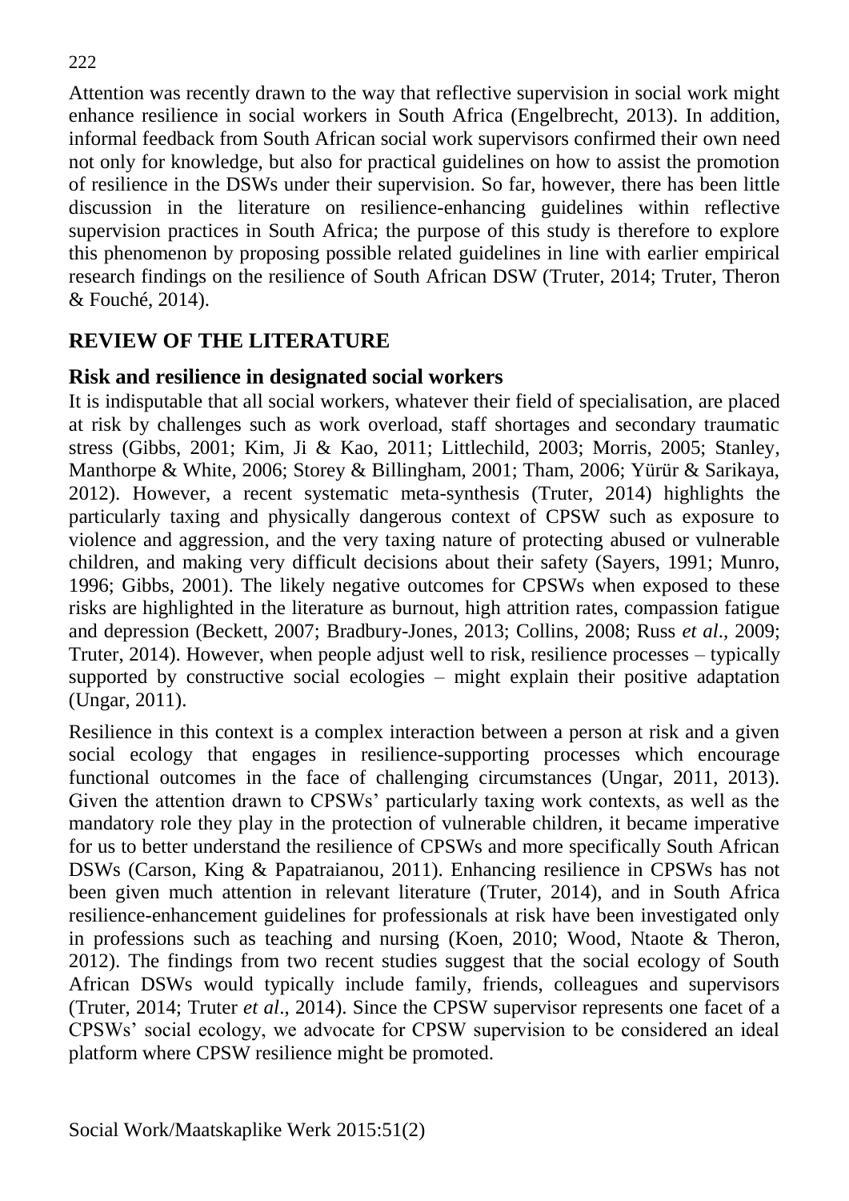Attention was recently drawn to the way that reflective supervision in social work might enhance resilience in social workers in South Africa (Engelbrecht, 2013). In addition, informal feedback from South African social work supervisors confirmed their own need not only for knowledge, but also for practical guidelines on how to assist the promotion of resilience in the DSWs under their supervision. So far, however, there has been little discussion in the literature on resilience-enhancing guidelines within reflective supervision practices in South Africa; the purpose of this study is therefore to explore this phenomenon by proposing possible related guidelines in line with earlier empirical research findings on the resilience of South African DSW (Truter, 2014; Truter, Theron & Fouché, 2014).

## REVIEW OF THE LITERATURE

### Risk and resilience in designated social workers

It is indisputable that all social workers, whatever their field of specialisation, are placed at risk by challenges such as work overload, staff shortages and secondary traumatic stress (Gibbs, 2001; Kim, Ji & Kao, 2011; Littlechild, 2003; Morris, 2005; Stanley, Manthorpe & White, 2006; Storey & Billingham, 2001; Tham, 2006; Yürür & Sarikaya, 2012). However, a recent systematic meta-synthesis (Truter, 2014) highlights the particularly taxing and physically dangerous context of CPSW such as exposure to violence and aggression, and the very taxing nature of protecting abused or vulnerable children, and making very difficult decisions about their safety (Sayers, 1991; Munro, 1996; Gibbs, 2001). The likely negative outcomes for CPSWs when exposed to these risks are highlighted in the literature as burnout, high attrition rates, compassion fatigue and depression (Beckett, 2007; Bradbury-Jones, 2013; Collins, 2008; Russ *et al*., 2009; Truter, 2014). However, when people adjust well to risk, resilience processes – typically supported by constructive social ecologies – might explain their positive adaptation (Ungar, 2011).

Resilience in this context is a complex interaction between a person at risk and a given social ecology that engages in resilience-supporting processes which encourage functional outcomes in the face of challenging circumstances (Ungar, 2011, 2013). Given the attention drawn to CPSWs' particularly taxing work contexts, as well as the mandatory role they play in the protection of vulnerable children, it became imperative for us to better understand the resilience of CPSWs and more specifically South African DSWs (Carson, King & Papatraianou, 2011). Enhancing resilience in CPSWs has not been given much attention in relevant literature (Truter, 2014), and in South Africa resilience-enhancement guidelines for professionals at risk have been investigated only in professions such as teaching and nursing (Koen, 2010; Wood, Ntaote & Theron, 2012). The findings from two recent studies suggest that the social ecology of South African DSWs would typically include family, friends, colleagues and supervisors (Truter, 2014; Truter *et al*., 2014). Since the CPSW supervisor represents one facet of a CPSWs' social ecology, we advocate for CPSW supervision to be considered an ideal platform where CPSW resilience might be promoted.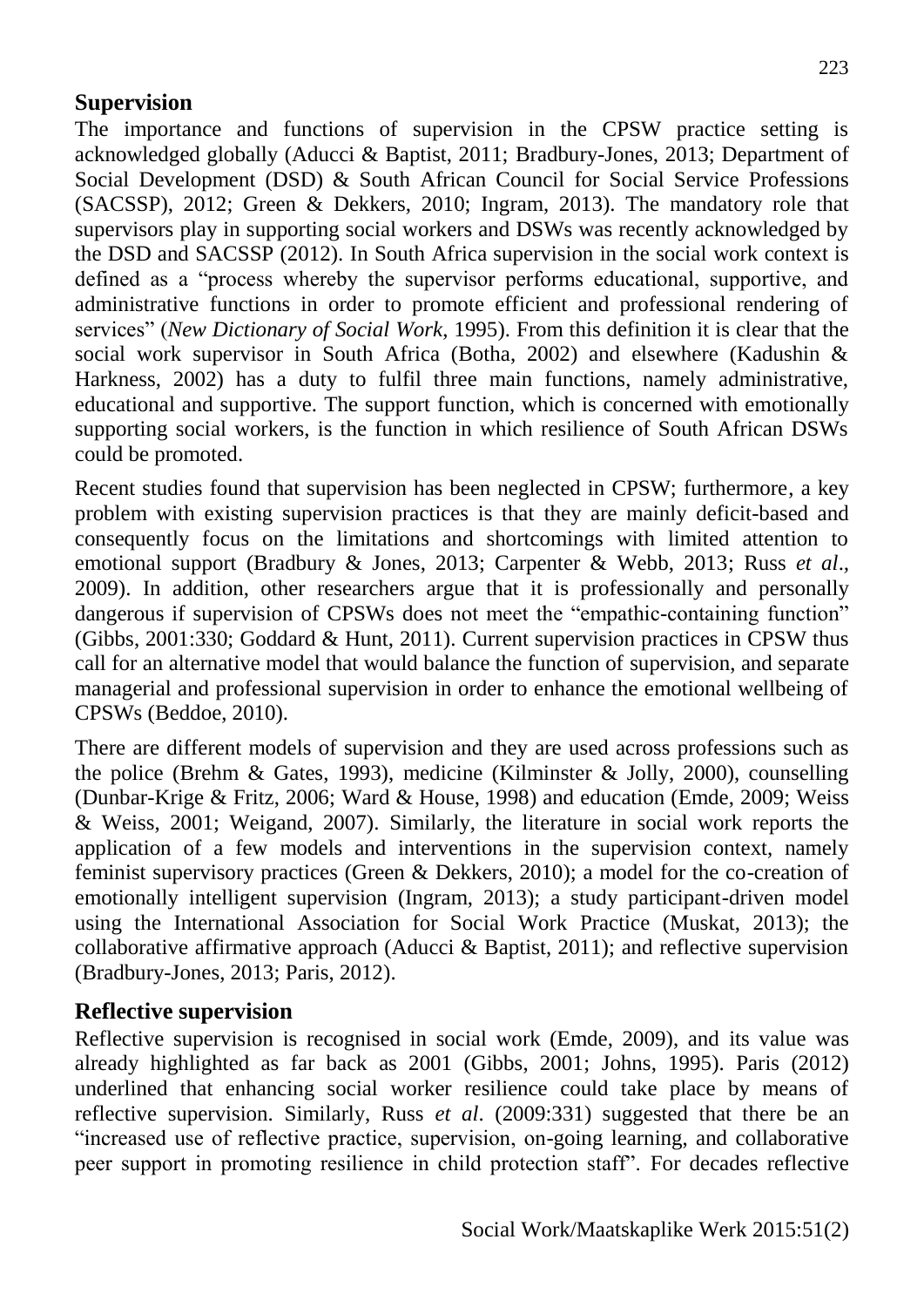## Supervision

The importance and functions of supervision in the CPSW practice setting is acknowledged globally (Aducci & Baptist, 2011; Bradbury-Jones, 2013; Department of Social Development (DSD) & South African Council for Social Service Professions (SACSSP), 2012; Green & Dekkers, 2010; Ingram, 2013). The mandatory role that supervisors play in supporting social workers and DSWs was recently acknowledged by the DSD and SACSSP (2012). In South Africa supervision in the social work context is defined as a "process whereby the supervisor performs educational, supportive, and administrative functions in order to promote efficient and professional rendering of services" (*New Dictionary of Social Work*, 1995). From this definition it is clear that the social work supervisor in South Africa (Botha, 2002) and elsewhere (Kadushin & Harkness, 2002) has a duty to fulfil three main functions, namely administrative, educational and supportive. The support function, which is concerned with emotionally supporting social workers, is the function in which resilience of South African DSWs could be promoted.

Recent studies found that supervision has been neglected in CPSW; furthermore, a key problem with existing supervision practices is that they are mainly deficit-based and consequently focus on the limitations and shortcomings with limited attention to emotional support (Bradbury & Jones, 2013; Carpenter & Webb, 2013; Russ *et al*., 2009). In addition, other researchers argue that it is professionally and personally dangerous if supervision of CPSWs does not meet the "empathic-containing function" (Gibbs, 2001:330; Goddard & Hunt, 2011). Current supervision practices in CPSW thus call for an alternative model that would balance the function of supervision, and separate managerial and professional supervision in order to enhance the emotional wellbeing of CPSWs (Beddoe, 2010).

There are different models of supervision and they are used across professions such as the police (Brehm & Gates, 1993), medicine (Kilminster & Jolly, 2000), counselling (Dunbar-Krige & Fritz, 2006; Ward & House, 1998) and education (Emde, 2009; Weiss & Weiss, 2001; Weigand, 2007). Similarly, the literature in social work reports the application of a few models and interventions in the supervision context, namely feminist supervisory practices (Green & Dekkers, 2010); a model for the co-creation of emotionally intelligent supervision (Ingram, 2013); a study participant-driven model using the International Association for Social Work Practice (Muskat, 2013); the collaborative affirmative approach (Aducci & Baptist, 2011); and reflective supervision (Bradbury-Jones, 2013; Paris, 2012).

## Reflective supervision

Reflective supervision is recognised in social work (Emde, 2009), and its value was already highlighted as far back as 2001 (Gibbs, 2001; Johns, 1995). Paris (2012) underlined that enhancing social worker resilience could take place by means of reflective supervision. Similarly, Russ *et al*. (2009:331) suggested that there be an "increased use of reflective practice, supervision, on-going learning, and collaborative peer support in promoting resilience in child protection staff". For decades reflective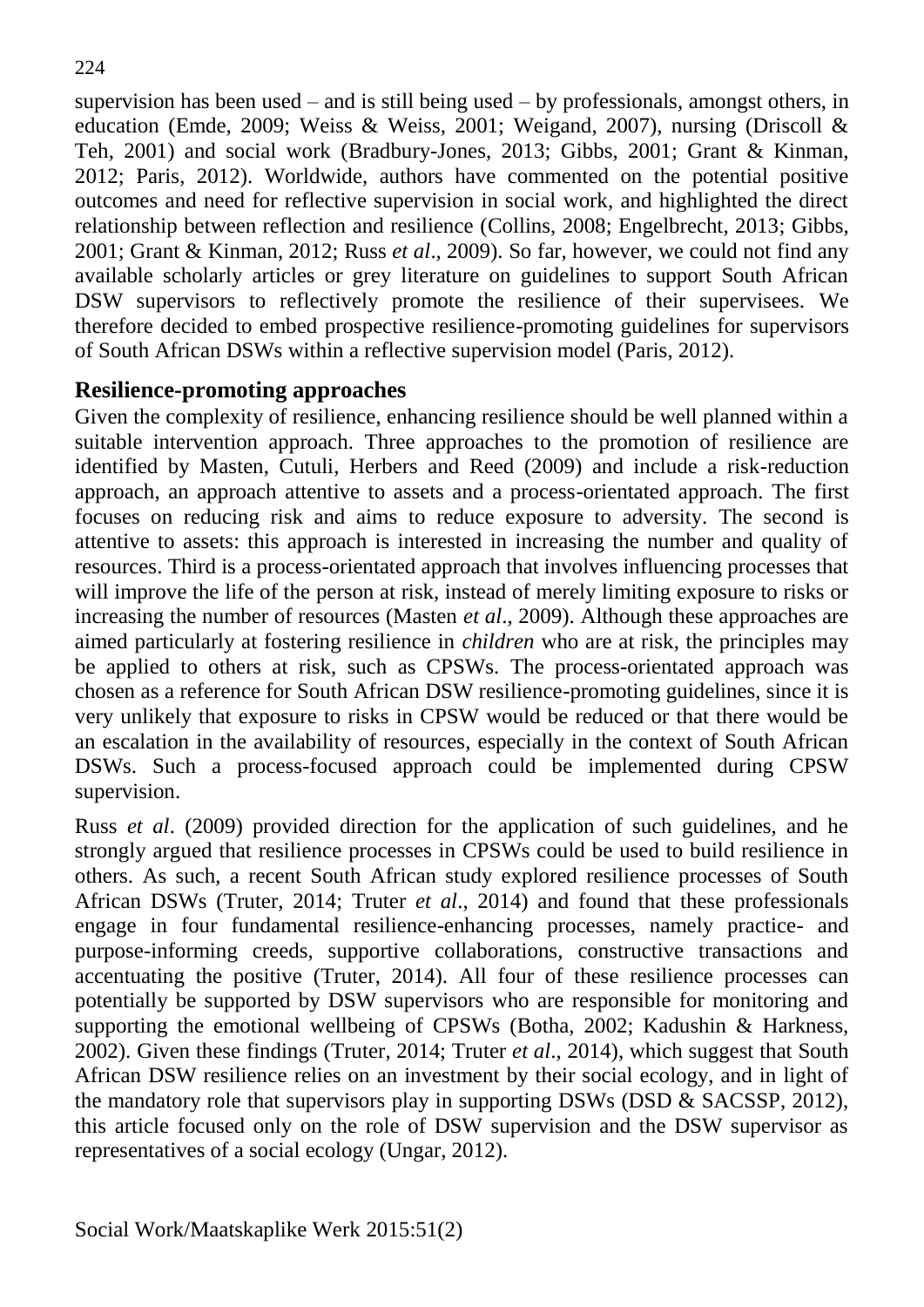supervision has been used – and is still being used – by professionals, amongst others, in education (Emde, 2009; Weiss & Weiss, 2001; Weigand, 2007), nursing (Driscoll & Teh, 2001) and social work (Bradbury-Jones, 2013; Gibbs, 2001; Grant & Kinman, 2012; Paris, 2012). Worldwide, authors have commented on the potential positive outcomes and need for reflective supervision in social work, and highlighted the direct relationship between reflection and resilience (Collins, 2008; Engelbrecht, 2013; Gibbs, 2001; Grant & Kinman, 2012; Russ *et al*., 2009). So far, however, we could not find any available scholarly articles or grey literature on guidelines to support South African DSW supervisors to reflectively promote the resilience of their supervisees. We therefore decided to embed prospective resilience-promoting guidelines for supervisors of South African DSWs within a reflective supervision model (Paris, 2012).

## Resilience-promoting approaches

Given the complexity of resilience, enhancing resilience should be well planned within a suitable intervention approach. Three approaches to the promotion of resilience are identified by Masten, Cutuli, Herbers and Reed (2009) and include a risk-reduction approach, an approach attentive to assets and a process-orientated approach. The first focuses on reducing risk and aims to reduce exposure to adversity. The second is attentive to assets: this approach is interested in increasing the number and quality of resources. Third is a process-orientated approach that involves influencing processes that will improve the life of the person at risk, instead of merely limiting exposure to risks or increasing the number of resources (Masten *et al*., 2009). Although these approaches are aimed particularly at fostering resilience in *children* who are at risk, the principles may be applied to others at risk, such as CPSWs. The process-orientated approach was chosen as a reference for South African DSW resilience-promoting guidelines, since it is very unlikely that exposure to risks in CPSW would be reduced or that there would be an escalation in the availability of resources, especially in the context of South African DSWs. Such a process-focused approach could be implemented during CPSW supervision.

Russ *et al*. (2009) provided direction for the application of such guidelines, and he strongly argued that resilience processes in CPSWs could be used to build resilience in others. As such, a recent South African study explored resilience processes of South African DSWs (Truter, 2014; Truter *et al*., 2014) and found that these professionals engage in four fundamental resilience-enhancing processes, namely practice- and purpose-informing creeds, supportive collaborations, constructive transactions and accentuating the positive (Truter, 2014). All four of these resilience processes can potentially be supported by DSW supervisors who are responsible for monitoring and supporting the emotional wellbeing of CPSWs (Botha, 2002; Kadushin & Harkness, 2002). Given these findings (Truter, 2014; Truter *et al*., 2014), which suggest that South African DSW resilience relies on an investment by their social ecology, and in light of the mandatory role that supervisors play in supporting DSWs (DSD & SACSSP, 2012), this article focused only on the role of DSW supervision and the DSW supervisor as representatives of a social ecology (Ungar, 2012).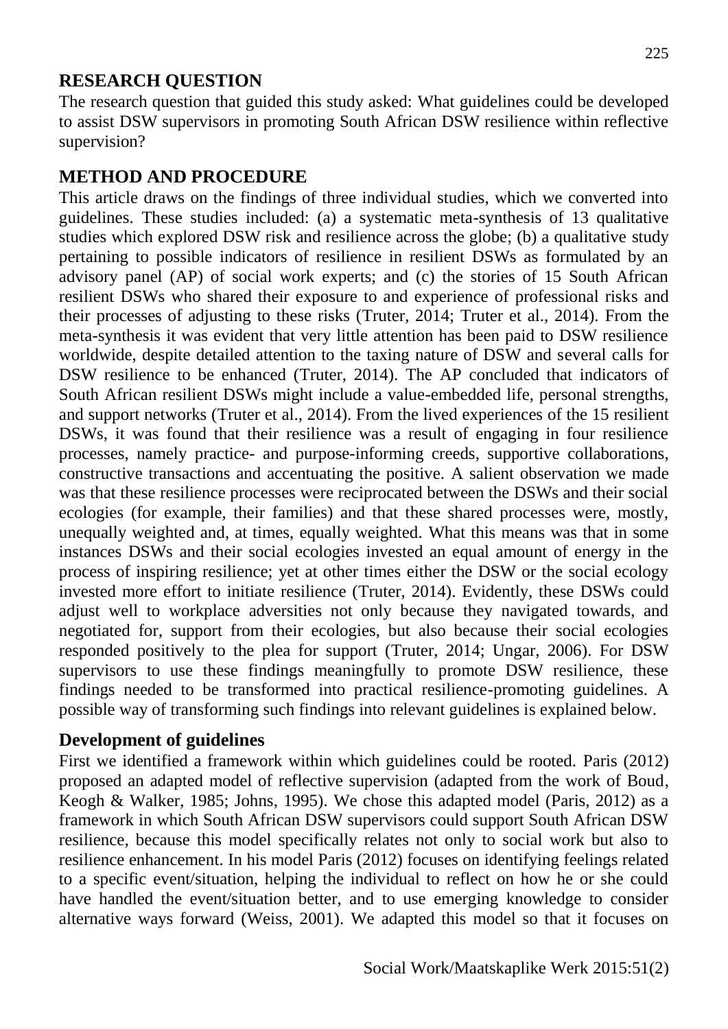## RESEARCH QUESTION

The research question that guided this study asked: What guidelines could be developed to assist DSW supervisors in promoting South African DSW resilience within reflective supervision?

## METHOD AND PROCEDURE

This article draws on the findings of three individual studies, which we converted into guidelines. These studies included: (a) a systematic meta-synthesis of 13 qualitative studies which explored DSW risk and resilience across the globe; (b) a qualitative study pertaining to possible indicators of resilience in resilient DSWs as formulated by an advisory panel (AP) of social work experts; and (c) the stories of 15 South African resilient DSWs who shared their exposure to and experience of professional risks and their processes of adjusting to these risks (Truter, 2014; Truter et al., 2014). From the meta-synthesis it was evident that very little attention has been paid to DSW resilience worldwide, despite detailed attention to the taxing nature of DSW and several calls for DSW resilience to be enhanced (Truter, 2014). The AP concluded that indicators of South African resilient DSWs might include a value-embedded life, personal strengths, and support networks (Truter et al., 2014). From the lived experiences of the 15 resilient DSWs, it was found that their resilience was a result of engaging in four resilience processes, namely practice- and purpose-informing creeds, supportive collaborations, constructive transactions and accentuating the positive. A salient observation we made was that these resilience processes were reciprocated between the DSWs and their social ecologies (for example, their families) and that these shared processes were, mostly, unequally weighted and, at times, equally weighted. What this means was that in some instances DSWs and their social ecologies invested an equal amount of energy in the process of inspiring resilience; yet at other times either the DSW or the social ecology invested more effort to initiate resilience (Truter, 2014). Evidently, these DSWs could adjust well to workplace adversities not only because they navigated towards, and negotiated for, support from their ecologies, but also because their social ecologies responded positively to the plea for support (Truter, 2014; Ungar, 2006). For DSW supervisors to use these findings meaningfully to promote DSW resilience, these findings needed to be transformed into practical resilience-promoting guidelines. A possible way of transforming such findings into relevant guidelines is explained below.

### Development of guidelines

First we identified a framework within which guidelines could be rooted. Paris (2012) proposed an adapted model of reflective supervision (adapted from the work of Boud, Keogh & Walker, 1985; Johns, 1995). We chose this adapted model (Paris, 2012) as a framework in which South African DSW supervisors could support South African DSW resilience, because this model specifically relates not only to social work but also to resilience enhancement. In his model Paris (2012) focuses on identifying feelings related to a specific event/situation, helping the individual to reflect on how he or she could have handled the event/situation better, and to use emerging knowledge to consider alternative ways forward (Weiss, 2001). We adapted this model so that it focuses on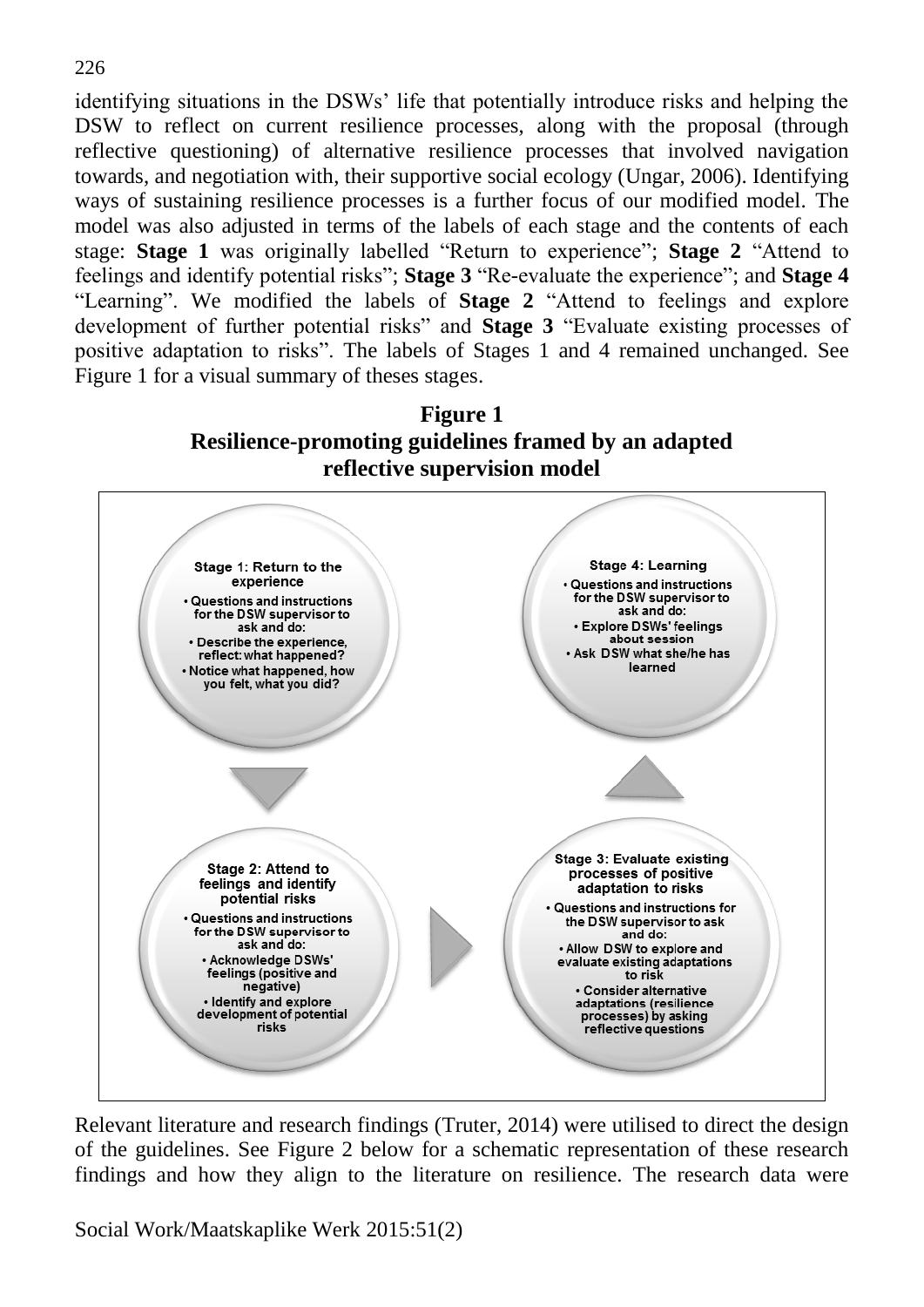identifying situations in the DSWs' life that potentially introduce risks and helping the DSW to reflect on current resilience processes, along with the proposal (through reflective questioning) of alternative resilience processes that involved navigation towards, and negotiation with, their supportive social ecology (Ungar, 2006). Identifying ways of sustaining resilience processes is a further focus of our modified model. The model was also adjusted in terms of the labels of each stage and the contents of each stage: **Stage 1** was originally labelled "Return to experience"; **Stage 2** "Attend to feelings and identify potential risks"; **Stage 3** "Re-evaluate the experience"; and **Stage 4** "Learning". We modified the labels of **Stage 2** "Attend to feelings and explore development of further potential risks" and **Stage 3** "Evaluate existing processes of positive adaptation to risks". The labels of Stages 1 and 4 remained unchanged. See Figure 1 for a visual summary of theses stages.

**Figure 1**
**Resilience-promoting guidelines framed by an adapted reflective supervision model**

Stage 1: Return to the experience
• Questions and instructions for the DSW supervisor to ask and do:
• Describe the experience, reflect: what happened?
• Notice what happened, how you felt, what you did?

Stage 2: Attend to feelings and identify potential risks
• Questions and instructions for the DSW supervisor to ask and do:
• Acknowledge DSWs' feelings (positive and negative)
• Identify and explore development of potential risks

Stage 3: Evaluate existing processes of positive adaptation to risks
• Questions and instructions for the DSW supervisor to ask and do:
• Allow DSW to explore and evaluate existing adaptations to risk
• Consider alternative adaptations (resilience processes) by asking reflective questions

Stage 4: Learning
• Questions and instructions for the DSW supervisor to ask and do:
• Explore DSWs' feelings about session
• Ask DSW what she/he has learned

Relevant literature and research findings (Truter, 2014) were utilised to direct the design of the guidelines. See Figure 2 below for a schematic representation of these research findings and how they align to the literature on resilience. The research data were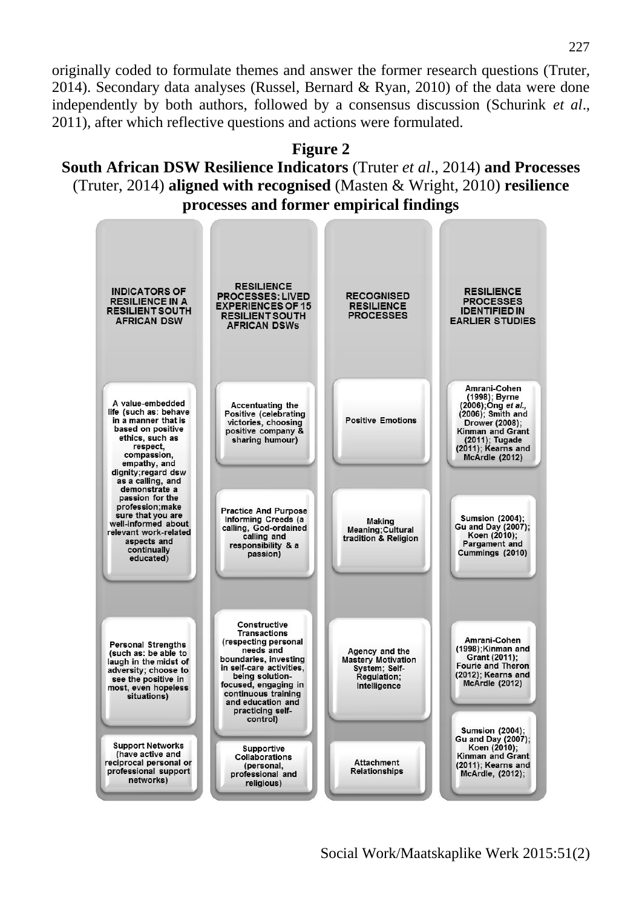originally coded to formulate themes and answer the former research questions (Truter, 2014). Secondary data analyses (Russel, Bernard & Ryan, 2010) of the data were done independently by both authors, followed by a consensus discussion (Schurink *et al*., 2011), after which reflective questions and actions were formulated.

**Figure 2**
**South African DSW Resilience Indicators** (Truter *et al*., 2014) **and Processes** (Truter, 2014) **aligned with recognised** (Masten & Wright, 2010) **resilience processes and former empirical findings**

| INDICATORS OF RESILIENCE IN A RESILIENT SOUTH AFRICAN DSW | RESILIENCE PROCESSES: LIVED EXPERIENCES OF 15 RESILIENT SOUTH AFRICAN DSWs | RECOGNISED RESILIENCE PROCESSES | RESILIENCE PROCESSES IDENTIFIED IN EARLIER STUDIES |
|---|---|---|---|
| A value-embedded life (such as: behave in a manner that is based on positive ethics, such as respect, compassion, empathy, and dignity;regard dsw as a calling, and demonstrate a passion for the profession;make sure that you are well-informed about relevant work-related aspects and continually educated) | Accentuating the Positive (celebrating victories, choosing positive company & sharing humour) | Positive Emotions | Amrani-Cohen (1998); Byrne (2006);Ong *et al.,* (2006); Smith and Drower (2008); Kinman and Grant (2011); Tugade (2011); Kearns and McArdle (2012) |
| | Practice And Purpose Informing Creeds (a calling, God-ordained calling and responsibility & a passion) | Making Meaning;Cultural tradition & Religion | Sumsion (2004); Gu and Day (2007); Koen (2010); Pargament and Cummings (2010) |
| Personal Strengths (such as: be able to laugh in the midst of adversity; choose to see the positive in most, even hopeless situations) | Constructive Transactions (respecting personal needs and boundaries, investing in self-care activities, being solution-focused, engaging in continuous training and education and practicing self-control) | Agency and the Mastery Motivation System; Self-Regulation; Intelligence | Amrani-Cohen (1998);Kinman and Grant (2011); Fourie and Theron (2012); Kearns and McArdle (2012) |
| Support Networks (have active and reciprocal personal or professional support networks) | Supportive Collaborations (personal, professional and religious) | Attachment Relationships | Sumsion (2004); Gu and Day (2007); Koen (2010); Kinman and Grant (2011); Kearns and McArdle, (2012); |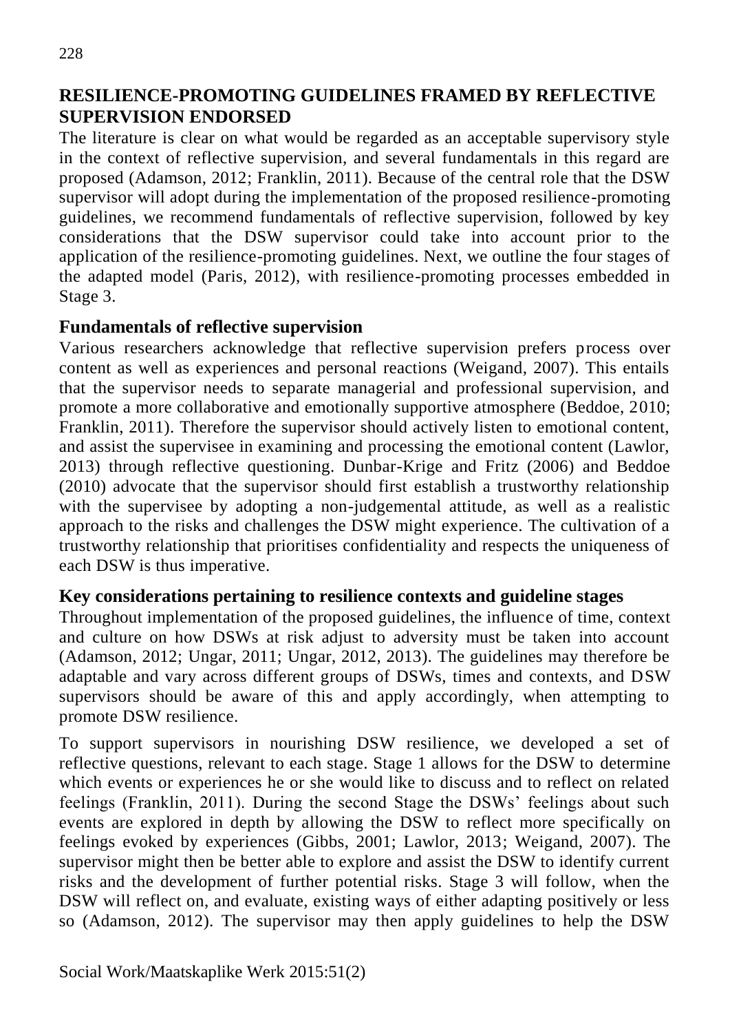## RESILIENCE-PROMOTING GUIDELINES FRAMED BY REFLECTIVE SUPERVISION ENDORSED

The literature is clear on what would be regarded as an acceptable supervisory style in the context of reflective supervision, and several fundamentals in this regard are proposed (Adamson, 2012; Franklin, 2011). Because of the central role that the DSW supervisor will adopt during the implementation of the proposed resilience-promoting guidelines, we recommend fundamentals of reflective supervision, followed by key considerations that the DSW supervisor could take into account prior to the application of the resilience-promoting guidelines. Next, we outline the four stages of the adapted model (Paris, 2012), with resilience-promoting processes embedded in Stage 3.

### Fundamentals of reflective supervision

Various researchers acknowledge that reflective supervision prefers process over content as well as experiences and personal reactions (Weigand, 2007). This entails that the supervisor needs to separate managerial and professional supervision, and promote a more collaborative and emotionally supportive atmosphere (Beddoe, 2010; Franklin, 2011). Therefore the supervisor should actively listen to emotional content, and assist the supervisee in examining and processing the emotional content (Lawlor, 2013) through reflective questioning. Dunbar-Krige and Fritz (2006) and Beddoe (2010) advocate that the supervisor should first establish a trustworthy relationship with the supervisee by adopting a non-judgemental attitude, as well as a realistic approach to the risks and challenges the DSW might experience. The cultivation of a trustworthy relationship that prioritises confidentiality and respects the uniqueness of each DSW is thus imperative.

### Key considerations pertaining to resilience contexts and guideline stages

Throughout implementation of the proposed guidelines, the influence of time, context and culture on how DSWs at risk adjust to adversity must be taken into account (Adamson, 2012; Ungar, 2011; Ungar, 2012, 2013). The guidelines may therefore be adaptable and vary across different groups of DSWs, times and contexts, and DSW supervisors should be aware of this and apply accordingly, when attempting to promote DSW resilience.

To support supervisors in nourishing DSW resilience, we developed a set of reflective questions, relevant to each stage. Stage 1 allows for the DSW to determine which events or experiences he or she would like to discuss and to reflect on related feelings (Franklin, 2011). During the second Stage the DSWs' feelings about such events are explored in depth by allowing the DSW to reflect more specifically on feelings evoked by experiences (Gibbs, 2001; Lawlor, 2013; Weigand, 2007). The supervisor might then be better able to explore and assist the DSW to identify current risks and the development of further potential risks. Stage 3 will follow, when the DSW will reflect on, and evaluate, existing ways of either adapting positively or less so (Adamson, 2012). The supervisor may then apply guidelines to help the DSW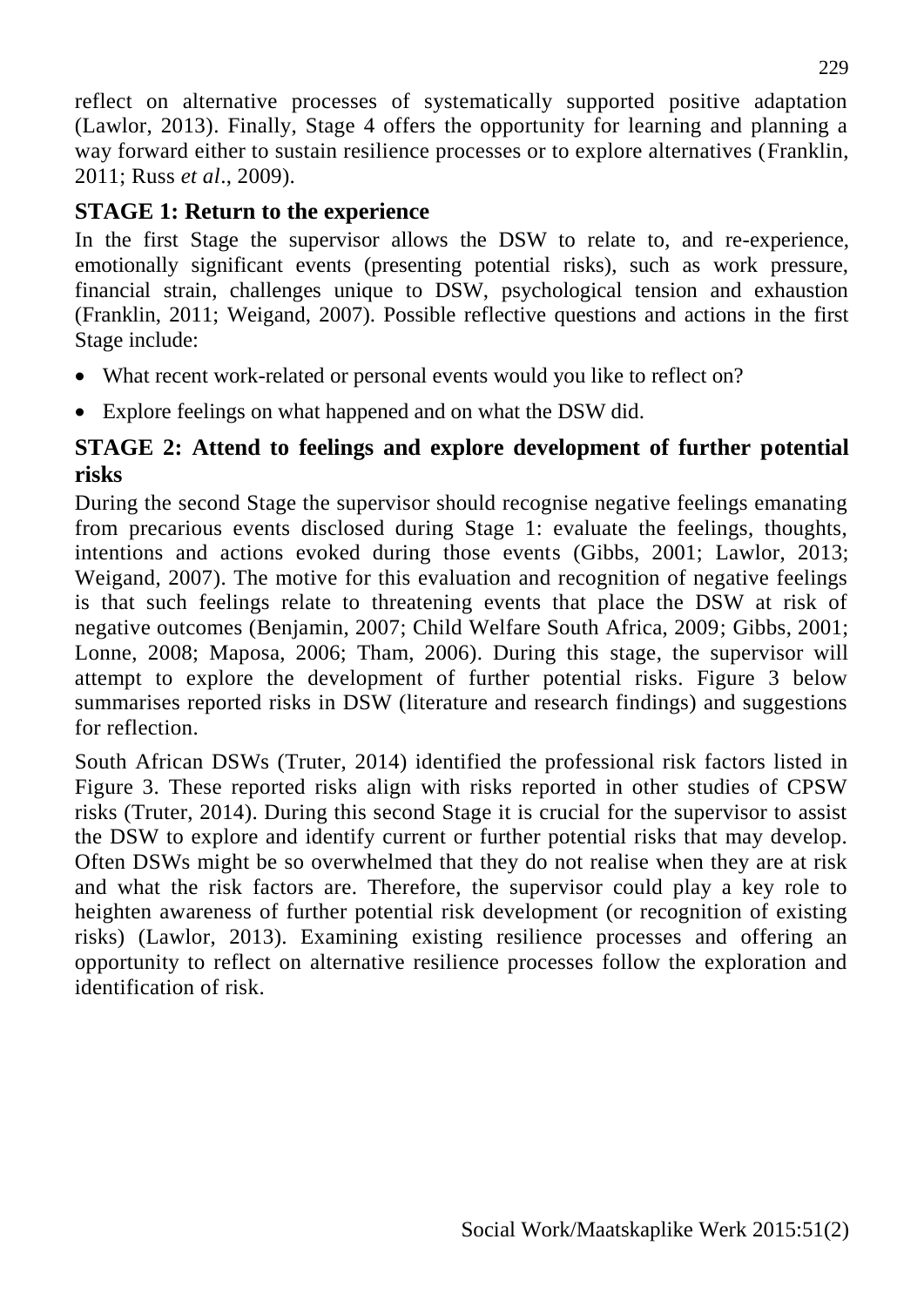reflect on alternative processes of systematically supported positive adaptation (Lawlor, 2013). Finally, Stage 4 offers the opportunity for learning and planning a way forward either to sustain resilience processes or to explore alternatives (Franklin, 2011; Russ *et al*., 2009).

### STAGE 1: Return to the experience

In the first Stage the supervisor allows the DSW to relate to, and re-experience, emotionally significant events (presenting potential risks), such as work pressure, financial strain, challenges unique to DSW, psychological tension and exhaustion (Franklin, 2011; Weigand, 2007). Possible reflective questions and actions in the first Stage include:

- What recent work-related or personal events would you like to reflect on?
- Explore feelings on what happened and on what the DSW did.

### STAGE 2: Attend to feelings and explore development of further potential risks

During the second Stage the supervisor should recognise negative feelings emanating from precarious events disclosed during Stage 1: evaluate the feelings, thoughts, intentions and actions evoked during those events (Gibbs, 2001; Lawlor, 2013; Weigand, 2007). The motive for this evaluation and recognition of negative feelings is that such feelings relate to threatening events that place the DSW at risk of negative outcomes (Benjamin, 2007; Child Welfare South Africa, 2009; Gibbs, 2001; Lonne, 2008; Maposa, 2006; Tham, 2006). During this stage, the supervisor will attempt to explore the development of further potential risks. Figure 3 below summarises reported risks in DSW (literature and research findings) and suggestions for reflection.

South African DSWs (Truter, 2014) identified the professional risk factors listed in Figure 3. These reported risks align with risks reported in other studies of CPSW risks (Truter, 2014). During this second Stage it is crucial for the supervisor to assist the DSW to explore and identify current or further potential risks that may develop. Often DSWs might be so overwhelmed that they do not realise when they are at risk and what the risk factors are. Therefore, the supervisor could play a key role to heighten awareness of further potential risk development (or recognition of existing risks) (Lawlor, 2013). Examining existing resilience processes and offering an opportunity to reflect on alternative resilience processes follow the exploration and identification of risk.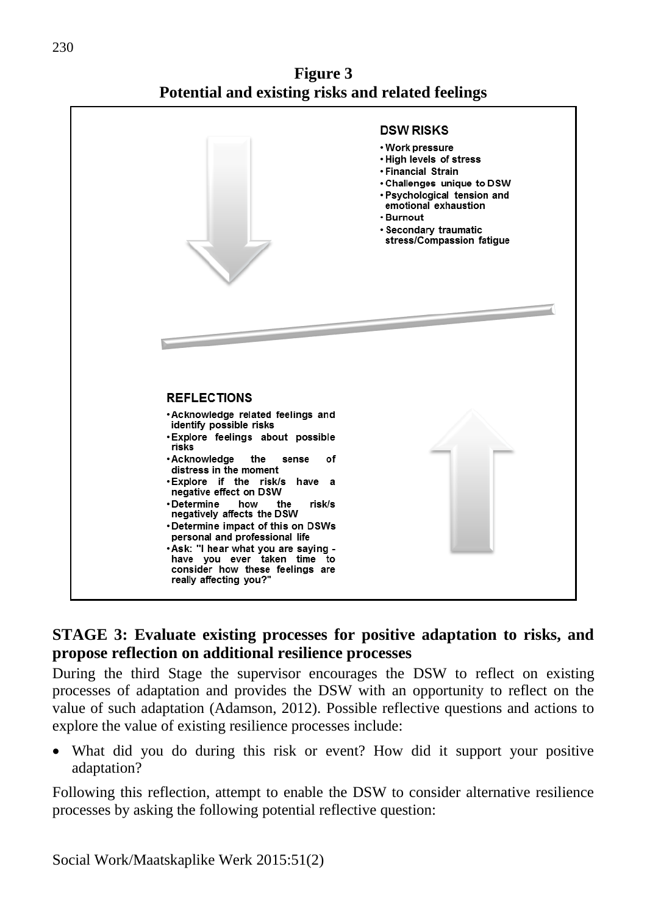**Figure 3**
**Potential and existing risks and related feelings**

**DSW RISKS**

- Work pressure
- High levels of stress
- Financial Strain
- Challenges unique to DSW
- Psychological tension and emotional exhaustion
- Burnout
- Secondary traumatic stress/Compassion fatigue

**REFLECTIONS**

- Acknowledge related feelings and identify possible risks
- Explore feelings about possible risks
- Acknowledge the sense of distress in the moment
- Explore if the risk/s have a negative effect on DSW
- Determine how the risk/s negatively affects the DSW
- Determine impact of this on DSWs personal and professional life
- Ask: "I hear what you are saying - have you ever taken time to consider how these feelings are really affecting you?"

## STAGE 3: Evaluate existing processes for positive adaptation to risks, and propose reflection on additional resilience processes

During the third Stage the supervisor encourages the DSW to reflect on existing processes of adaptation and provides the DSW with an opportunity to reflect on the value of such adaptation (Adamson, 2012). Possible reflective questions and actions to explore the value of existing resilience processes include:

- What did you do during this risk or event? How did it support your positive adaptation?

Following this reflection, attempt to enable the DSW to consider alternative resilience processes by asking the following potential reflective question: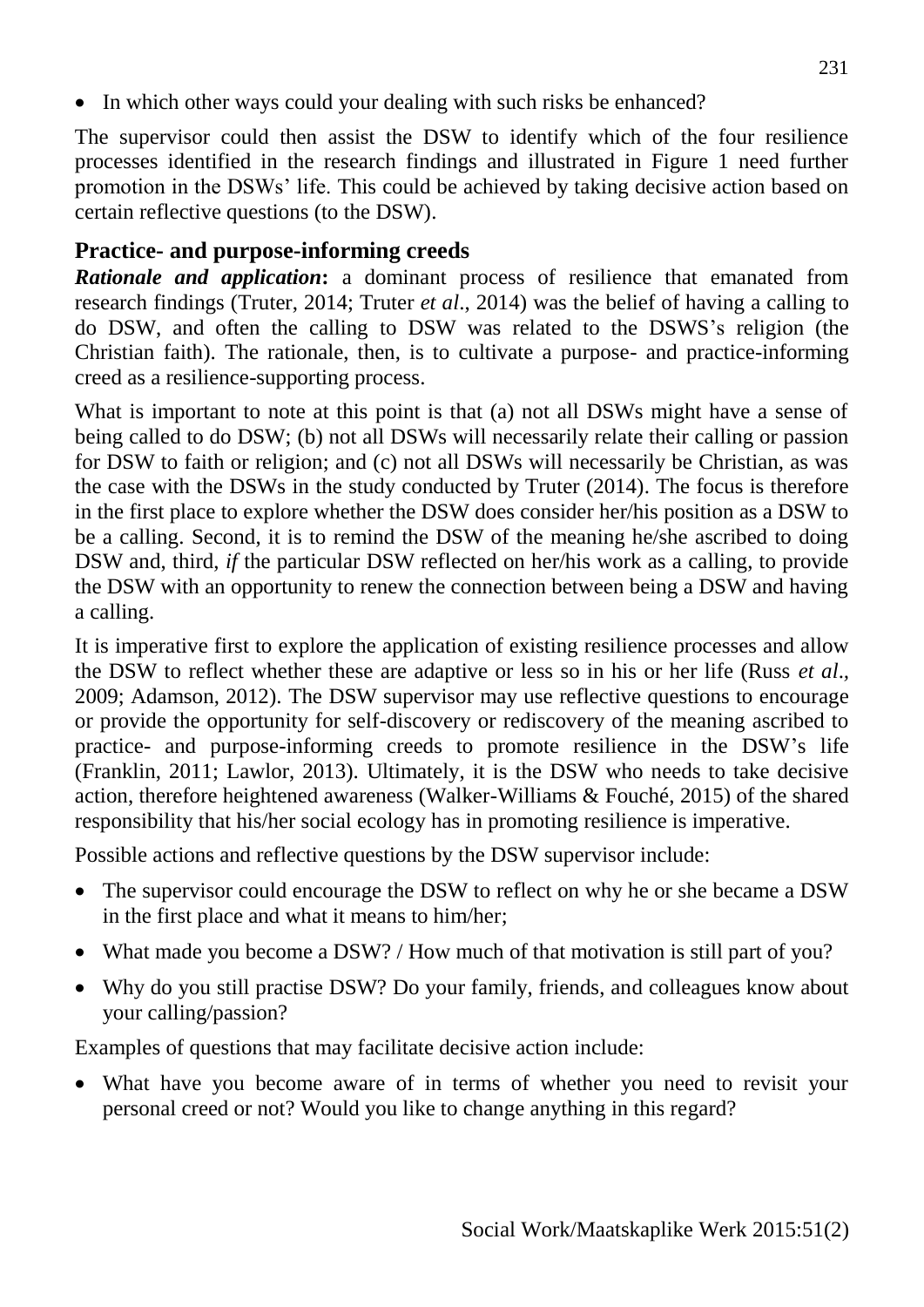- In which other ways could your dealing with such risks be enhanced?

The supervisor could then assist the DSW to identify which of the four resilience processes identified in the research findings and illustrated in Figure 1 need further promotion in the DSWs' life. This could be achieved by taking decisive action based on certain reflective questions (to the DSW).

## Practice- and purpose-informing creeds

***Rationale and application*****:** a dominant process of resilience that emanated from research findings (Truter, 2014; Truter *et al*., 2014) was the belief of having a calling to do DSW, and often the calling to DSW was related to the DSWS's religion (the Christian faith). The rationale, then, is to cultivate a purpose- and practice-informing creed as a resilience-supporting process.

What is important to note at this point is that (a) not all DSWs might have a sense of being called to do DSW; (b) not all DSWs will necessarily relate their calling or passion for DSW to faith or religion; and (c) not all DSWs will necessarily be Christian, as was the case with the DSWs in the study conducted by Truter (2014). The focus is therefore in the first place to explore whether the DSW does consider her/his position as a DSW to be a calling. Second, it is to remind the DSW of the meaning he/she ascribed to doing DSW and, third, *if* the particular DSW reflected on her/his work as a calling, to provide the DSW with an opportunity to renew the connection between being a DSW and having a calling.

It is imperative first to explore the application of existing resilience processes and allow the DSW to reflect whether these are adaptive or less so in his or her life (Russ *et al*., 2009; Adamson, 2012). The DSW supervisor may use reflective questions to encourage or provide the opportunity for self-discovery or rediscovery of the meaning ascribed to practice- and purpose-informing creeds to promote resilience in the DSW's life (Franklin, 2011; Lawlor, 2013). Ultimately, it is the DSW who needs to take decisive action, therefore heightened awareness (Walker-Williams & Fouché, 2015) of the shared responsibility that his/her social ecology has in promoting resilience is imperative.

Possible actions and reflective questions by the DSW supervisor include:

- The supervisor could encourage the DSW to reflect on why he or she became a DSW in the first place and what it means to him/her;
- What made you become a DSW? / How much of that motivation is still part of you?
- Why do you still practise DSW? Do your family, friends, and colleagues know about your calling/passion?

Examples of questions that may facilitate decisive action include:

- What have you become aware of in terms of whether you need to revisit your personal creed or not? Would you like to change anything in this regard?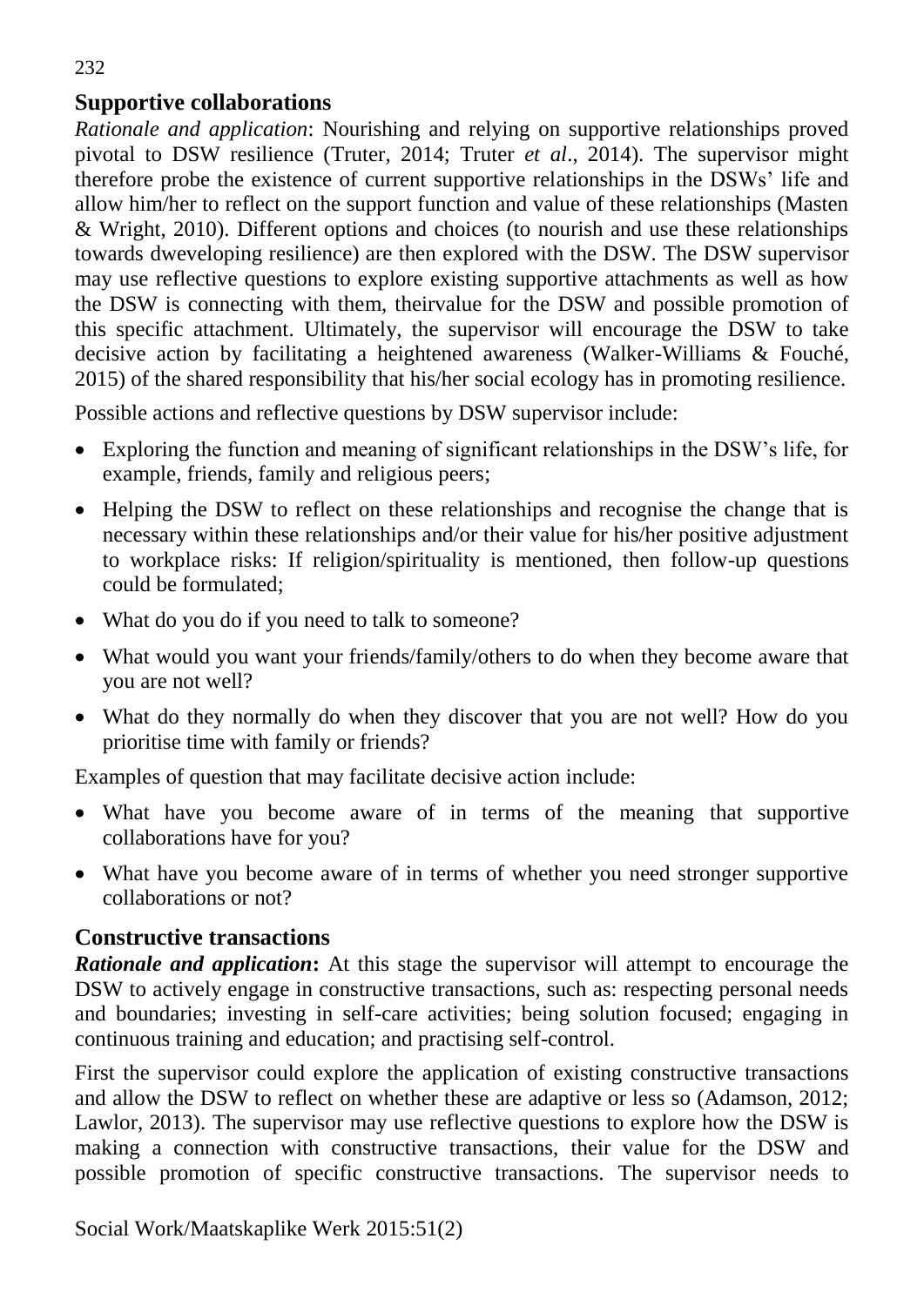## Supportive collaborations

*Rationale and application*: Nourishing and relying on supportive relationships proved pivotal to DSW resilience (Truter, 2014; Truter *et al*., 2014). The supervisor might therefore probe the existence of current supportive relationships in the DSWs' life and allow him/her to reflect on the support function and value of these relationships (Masten & Wright, 2010). Different options and choices (to nourish and use these relationships towards dweveloping resilience) are then explored with the DSW. The DSW supervisor may use reflective questions to explore existing supportive attachments as well as how the DSW is connecting with them, theirvalue for the DSW and possible promotion of this specific attachment. Ultimately, the supervisor will encourage the DSW to take decisive action by facilitating a heightened awareness (Walker-Williams & Fouché, 2015) of the shared responsibility that his/her social ecology has in promoting resilience.

Possible actions and reflective questions by DSW supervisor include:

- Exploring the function and meaning of significant relationships in the DSW's life, for example, friends, family and religious peers;
- Helping the DSW to reflect on these relationships and recognise the change that is necessary within these relationships and/or their value for his/her positive adjustment to workplace risks: If religion/spirituality is mentioned, then follow-up questions could be formulated;
- What do you do if you need to talk to someone?
- What would you want your friends/family/others to do when they become aware that you are not well?
- What do they normally do when they discover that you are not well? How do you prioritise time with family or friends?

Examples of question that may facilitate decisive action include:

- What have you become aware of in terms of the meaning that supportive collaborations have for you?
- What have you become aware of in terms of whether you need stronger supportive collaborations or not?

## Constructive transactions

***Rationale and application*:** At this stage the supervisor will attempt to encourage the DSW to actively engage in constructive transactions, such as: respecting personal needs and boundaries; investing in self-care activities; being solution focused; engaging in continuous training and education; and practising self-control.

First the supervisor could explore the application of existing constructive transactions and allow the DSW to reflect on whether these are adaptive or less so (Adamson, 2012; Lawlor, 2013). The supervisor may use reflective questions to explore how the DSW is making a connection with constructive transactions, their value for the DSW and possible promotion of specific constructive transactions. The supervisor needs to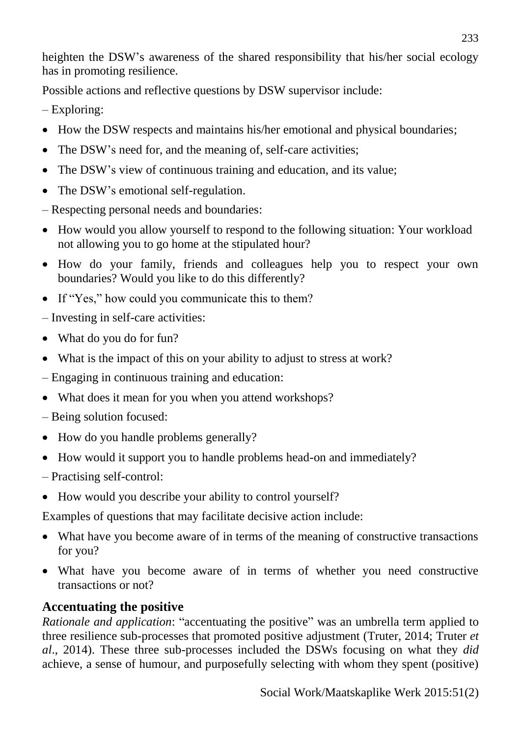heighten the DSW's awareness of the shared responsibility that his/her social ecology has in promoting resilience.

Possible actions and reflective questions by DSW supervisor include:

– Exploring:

- How the DSW respects and maintains his/her emotional and physical boundaries;
- The DSW's need for, and the meaning of, self-care activities;
- The DSW's view of continuous training and education, and its value;
- The DSW's emotional self-regulation.

– Respecting personal needs and boundaries:

- How would you allow yourself to respond to the following situation: Your workload not allowing you to go home at the stipulated hour?
- How do your family, friends and colleagues help you to respect your own boundaries? Would you like to do this differently?
- If "Yes," how could you communicate this to them?

– Investing in self-care activities:

- What do you do for fun?
- What is the impact of this on your ability to adjust to stress at work?

– Engaging in continuous training and education:

- What does it mean for you when you attend workshops?

– Being solution focused:

- How do you handle problems generally?
- How would it support you to handle problems head-on and immediately?

– Practising self-control:

- How would you describe your ability to control yourself?

Examples of questions that may facilitate decisive action include:

- What have you become aware of in terms of the meaning of constructive transactions for you?
- What have you become aware of in terms of whether you need constructive transactions or not?

### Accentuating the positive

*Rationale and application*: "accentuating the positive" was an umbrella term applied to three resilience sub-processes that promoted positive adjustment (Truter, 2014; Truter *et al*., 2014). These three sub-processes included the DSWs focusing on what they *did* achieve, a sense of humour, and purposefully selecting with whom they spent (positive)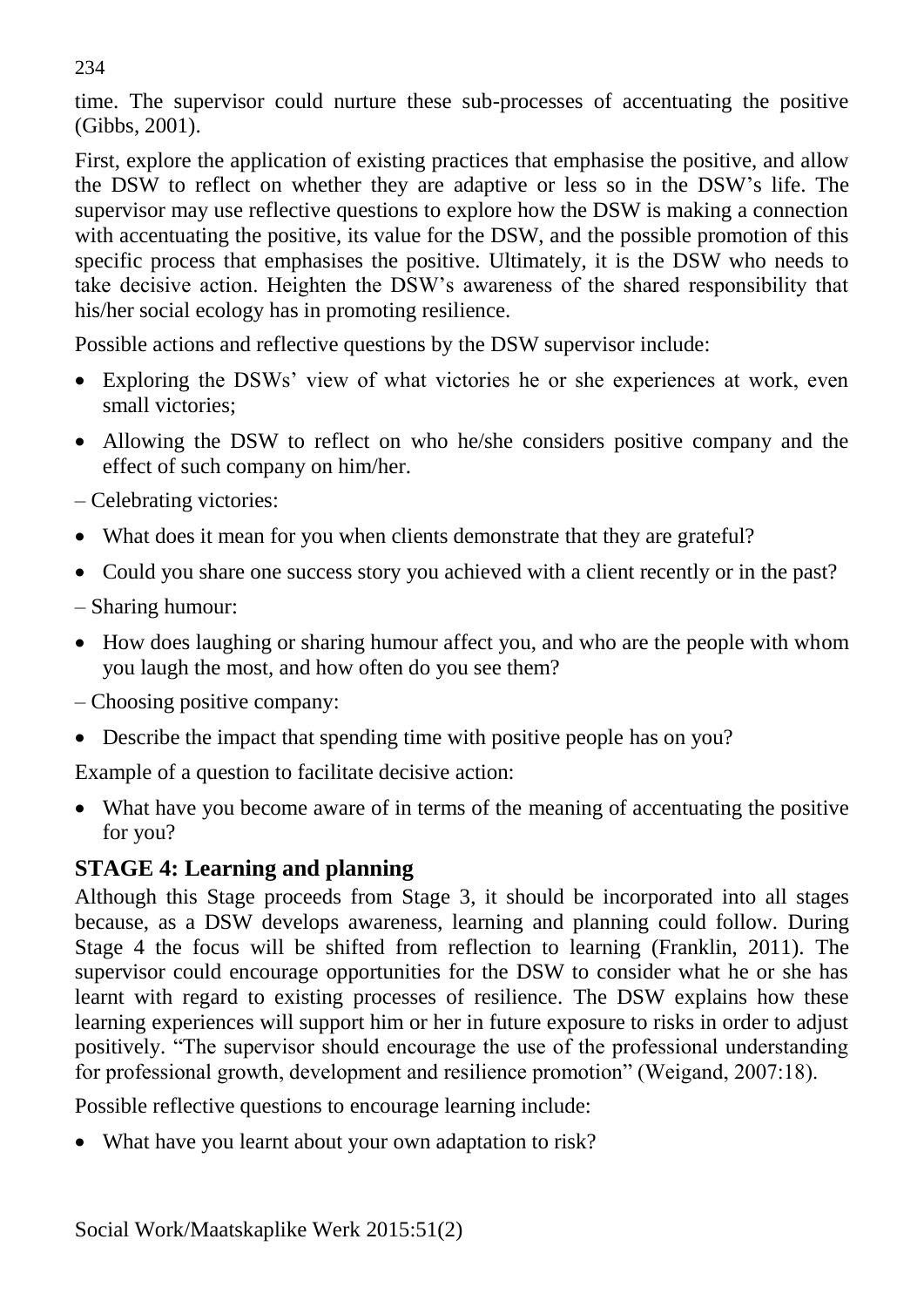time. The supervisor could nurture these sub-processes of accentuating the positive (Gibbs, 2001).

First, explore the application of existing practices that emphasise the positive, and allow the DSW to reflect on whether they are adaptive or less so in the DSW's life. The supervisor may use reflective questions to explore how the DSW is making a connection with accentuating the positive, its value for the DSW, and the possible promotion of this specific process that emphasises the positive. Ultimately, it is the DSW who needs to take decisive action. Heighten the DSW's awareness of the shared responsibility that his/her social ecology has in promoting resilience.

Possible actions and reflective questions by the DSW supervisor include:

- Exploring the DSWs' view of what victories he or she experiences at work, even small victories;
- Allowing the DSW to reflect on who he/she considers positive company and the effect of such company on him/her.

– Celebrating victories:

- What does it mean for you when clients demonstrate that they are grateful?
- Could you share one success story you achieved with a client recently or in the past?

– Sharing humour:

- How does laughing or sharing humour affect you, and who are the people with whom you laugh the most, and how often do you see them?

– Choosing positive company:

- Describe the impact that spending time with positive people has on you?

Example of a question to facilitate decisive action:

- What have you become aware of in terms of the meaning of accentuating the positive for you?

## STAGE 4: Learning and planning

Although this Stage proceeds from Stage 3, it should be incorporated into all stages because, as a DSW develops awareness, learning and planning could follow. During Stage 4 the focus will be shifted from reflection to learning (Franklin, 2011). The supervisor could encourage opportunities for the DSW to consider what he or she has learnt with regard to existing processes of resilience. The DSW explains how these learning experiences will support him or her in future exposure to risks in order to adjust positively. "The supervisor should encourage the use of the professional understanding for professional growth, development and resilience promotion" (Weigand, 2007:18).

Possible reflective questions to encourage learning include:

- What have you learnt about your own adaptation to risk?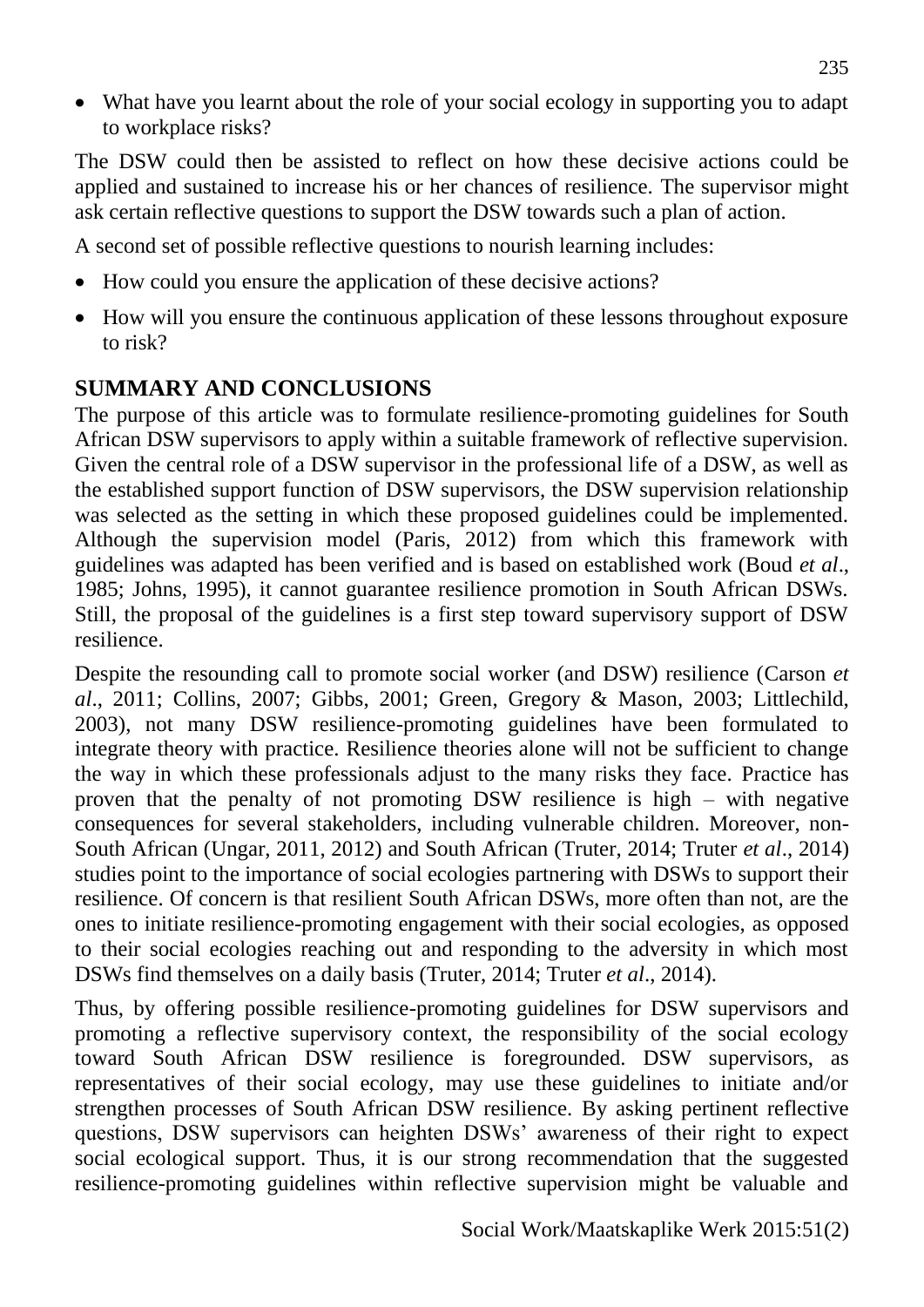- What have you learnt about the role of your social ecology in supporting you to adapt to workplace risks?

The DSW could then be assisted to reflect on how these decisive actions could be applied and sustained to increase his or her chances of resilience. The supervisor might ask certain reflective questions to support the DSW towards such a plan of action.

A second set of possible reflective questions to nourish learning includes:

- How could you ensure the application of these decisive actions?
- How will you ensure the continuous application of these lessons throughout exposure to risk?

## SUMMARY AND CONCLUSIONS

The purpose of this article was to formulate resilience-promoting guidelines for South African DSW supervisors to apply within a suitable framework of reflective supervision. Given the central role of a DSW supervisor in the professional life of a DSW, as well as the established support function of DSW supervisors, the DSW supervision relationship was selected as the setting in which these proposed guidelines could be implemented. Although the supervision model (Paris, 2012) from which this framework with guidelines was adapted has been verified and is based on established work (Boud *et al*., 1985; Johns, 1995), it cannot guarantee resilience promotion in South African DSWs. Still, the proposal of the guidelines is a first step toward supervisory support of DSW resilience.

Despite the resounding call to promote social worker (and DSW) resilience (Carson *et al*., 2011; Collins, 2007; Gibbs, 2001; Green, Gregory & Mason, 2003; Littlechild, 2003), not many DSW resilience-promoting guidelines have been formulated to integrate theory with practice. Resilience theories alone will not be sufficient to change the way in which these professionals adjust to the many risks they face. Practice has proven that the penalty of not promoting DSW resilience is high – with negative consequences for several stakeholders, including vulnerable children. Moreover, non-South African (Ungar, 2011, 2012) and South African (Truter, 2014; Truter *et al*., 2014) studies point to the importance of social ecologies partnering with DSWs to support their resilience. Of concern is that resilient South African DSWs, more often than not, are the ones to initiate resilience-promoting engagement with their social ecologies, as opposed to their social ecologies reaching out and responding to the adversity in which most DSWs find themselves on a daily basis (Truter, 2014; Truter *et al*., 2014).

Thus, by offering possible resilience-promoting guidelines for DSW supervisors and promoting a reflective supervisory context, the responsibility of the social ecology toward South African DSW resilience is foregrounded. DSW supervisors, as representatives of their social ecology, may use these guidelines to initiate and/or strengthen processes of South African DSW resilience. By asking pertinent reflective questions, DSW supervisors can heighten DSWs' awareness of their right to expect social ecological support. Thus, it is our strong recommendation that the suggested resilience-promoting guidelines within reflective supervision might be valuable and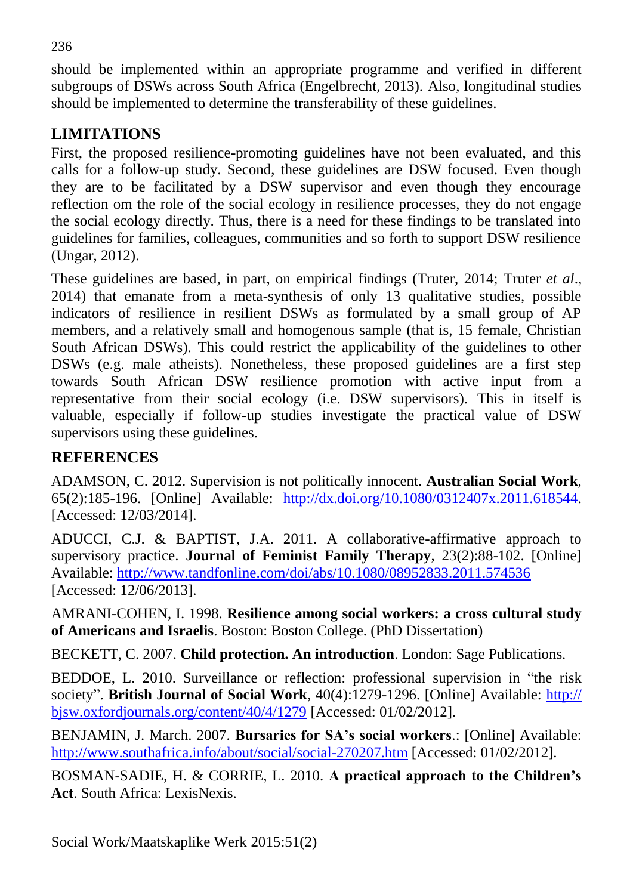should be implemented within an appropriate programme and verified in different subgroups of DSWs across South Africa (Engelbrecht, 2013). Also, longitudinal studies should be implemented to determine the transferability of these guidelines.

## LIMITATIONS

First, the proposed resilience-promoting guidelines have not been evaluated, and this calls for a follow-up study. Second, these guidelines are DSW focused. Even though they are to be facilitated by a DSW supervisor and even though they encourage reflection om the role of the social ecology in resilience processes, they do not engage the social ecology directly. Thus, there is a need for these findings to be translated into guidelines for families, colleagues, communities and so forth to support DSW resilience (Ungar, 2012).

These guidelines are based, in part, on empirical findings (Truter, 2014; Truter *et al*., 2014) that emanate from a meta-synthesis of only 13 qualitative studies, possible indicators of resilience in resilient DSWs as formulated by a small group of AP members, and a relatively small and homogenous sample (that is, 15 female, Christian South African DSWs). This could restrict the applicability of the guidelines to other DSWs (e.g. male atheists). Nonetheless, these proposed guidelines are a first step towards South African DSW resilience promotion with active input from a representative from their social ecology (i.e. DSW supervisors). This in itself is valuable, especially if follow-up studies investigate the practical value of DSW supervisors using these guidelines.

## REFERENCES

ADAMSON, C. 2012. Supervision is not politically innocent. **Australian Social Work**, 65(2):185-196. [Online] Available: http://dx.doi.org/10.1080/0312407x.2011.618544. [Accessed: 12/03/2014].

ADUCCI, C.J. & BAPTIST, J.A. 2011. A collaborative-affirmative approach to supervisory practice. **Journal of Feminist Family Therapy**, 23(2):88-102. [Online] Available: http://www.tandfonline.com/doi/abs/10.1080/08952833.2011.574536 [Accessed: 12/06/2013].

AMRANI-COHEN, I. 1998. **Resilience among social workers: a cross cultural study of Americans and Israelis**. Boston: Boston College. (PhD Dissertation)

BECKETT, C. 2007. **Child protection. An introduction**. London: Sage Publications.

BEDDOE, L. 2010. Surveillance or reflection: professional supervision in "the risk society". **British Journal of Social Work**, 40(4):1279-1296. [Online] Available: http://bjsw.oxfordjournals.org/content/40/4/1279 [Accessed: 01/02/2012].

BENJAMIN, J. March. 2007. **Bursaries for SA's social workers**.: [Online] Available: http://www.southafrica.info/about/social/social-270207.htm [Accessed: 01/02/2012].

BOSMAN-SADIE, H. & CORRIE, L. 2010. **A practical approach to the Children's Act**. South Africa: LexisNexis.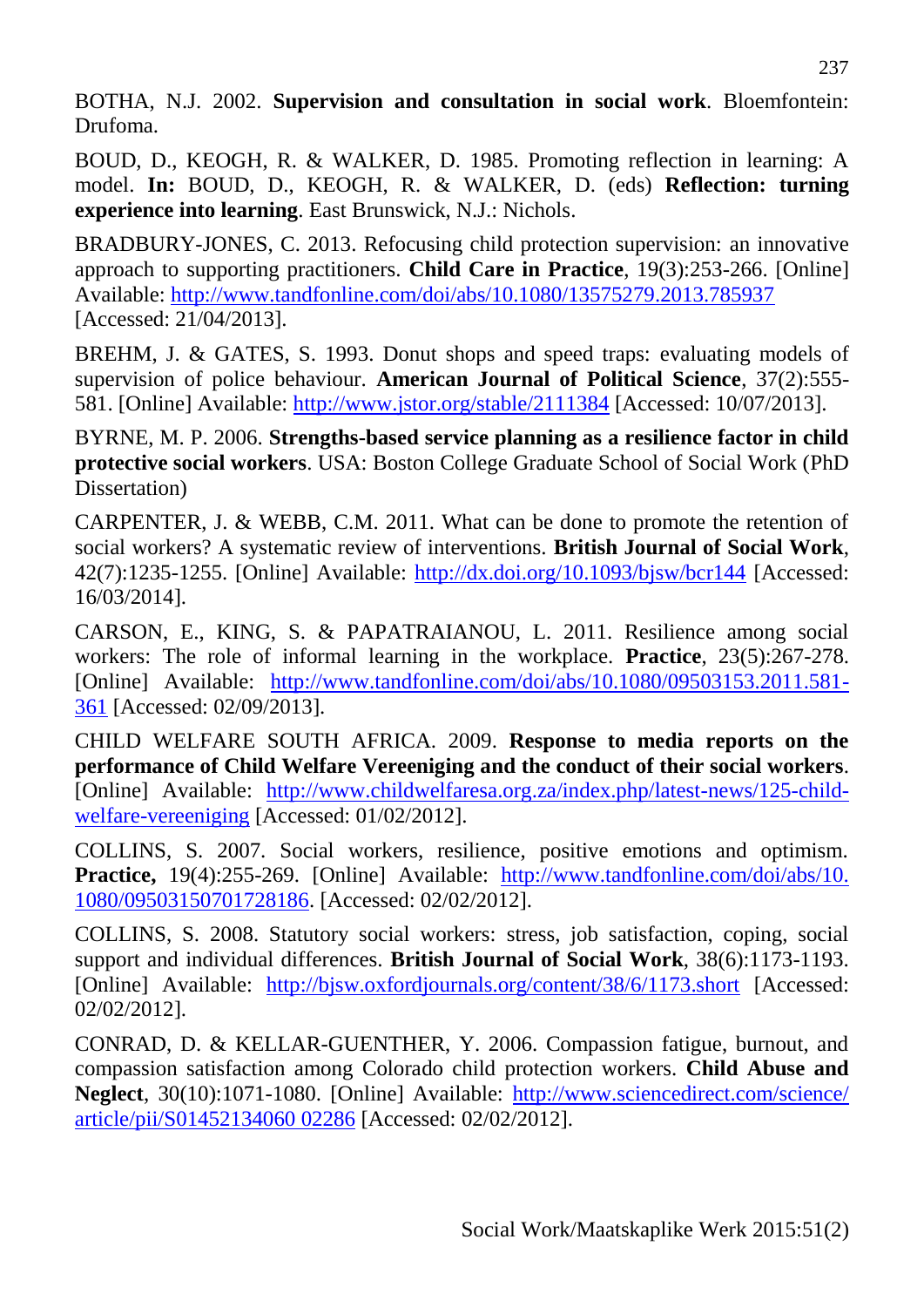BOTHA, N.J. 2002. **Supervision and consultation in social work**. Bloemfontein: Drufoma.

BOUD, D., KEOGH, R. & WALKER, D. 1985. Promoting reflection in learning: A model. **In:** BOUD, D., KEOGH, R. & WALKER, D. (eds) **Reflection: turning experience into learning**. East Brunswick, N.J.: Nichols.

BRADBURY-JONES, C. 2013. Refocusing child protection supervision: an innovative approach to supporting practitioners. **Child Care in Practice**, 19(3):253-266. [Online] Available: http://www.tandfonline.com/doi/abs/10.1080/13575279.2013.785937 [Accessed: 21/04/2013].

BREHM, J. & GATES, S. 1993. Donut shops and speed traps: evaluating models of supervision of police behaviour. **American Journal of Political Science**, 37(2):555-581. [Online] Available: http://www.jstor.org/stable/2111384 [Accessed: 10/07/2013].

BYRNE, M. P. 2006. **Strengths-based service planning as a resilience factor in child protective social workers**. USA: Boston College Graduate School of Social Work (PhD Dissertation)

CARPENTER, J. & WEBB, C.M. 2011. What can be done to promote the retention of social workers? A systematic review of interventions. **British Journal of Social Work**, 42(7):1235-1255. [Online] Available: http://dx.doi.org/10.1093/bjsw/bcr144 [Accessed: 16/03/2014].

CARSON, E., KING, S. & PAPATRAIANOU, L. 2011. Resilience among social workers: The role of informal learning in the workplace. **Practice**, 23(5):267-278. [Online] Available: http://www.tandfonline.com/doi/abs/10.1080/09503153.2011.581-361 [Accessed: 02/09/2013].

CHILD WELFARE SOUTH AFRICA. 2009. **Response to media reports on the performance of Child Welfare Vereeniging and the conduct of their social workers**. [Online] Available: http://www.childwelfaresa.org.za/index.php/latest-news/125-child-welfare-vereeniging [Accessed: 01/02/2012].

COLLINS, S. 2007. Social workers, resilience, positive emotions and optimism. **Practice,** 19(4):255-269. [Online] Available: http://www.tandfonline.com/doi/abs/10.1080/09503150701728186. [Accessed: 02/02/2012].

COLLINS, S. 2008. Statutory social workers: stress, job satisfaction, coping, social support and individual differences. **British Journal of Social Work**, 38(6):1173-1193. [Online] Available: http://bjsw.oxfordjournals.org/content/38/6/1173.short [Accessed: 02/02/2012].

CONRAD, D. & KELLAR-GUENTHER, Y. 2006. Compassion fatigue, burnout, and compassion satisfaction among Colorado child protection workers. **Child Abuse and Neglect**, 30(10):1071-1080. [Online] Available: http://www.sciencedirect.com/science/article/pii/S01452134060 02286 [Accessed: 02/02/2012].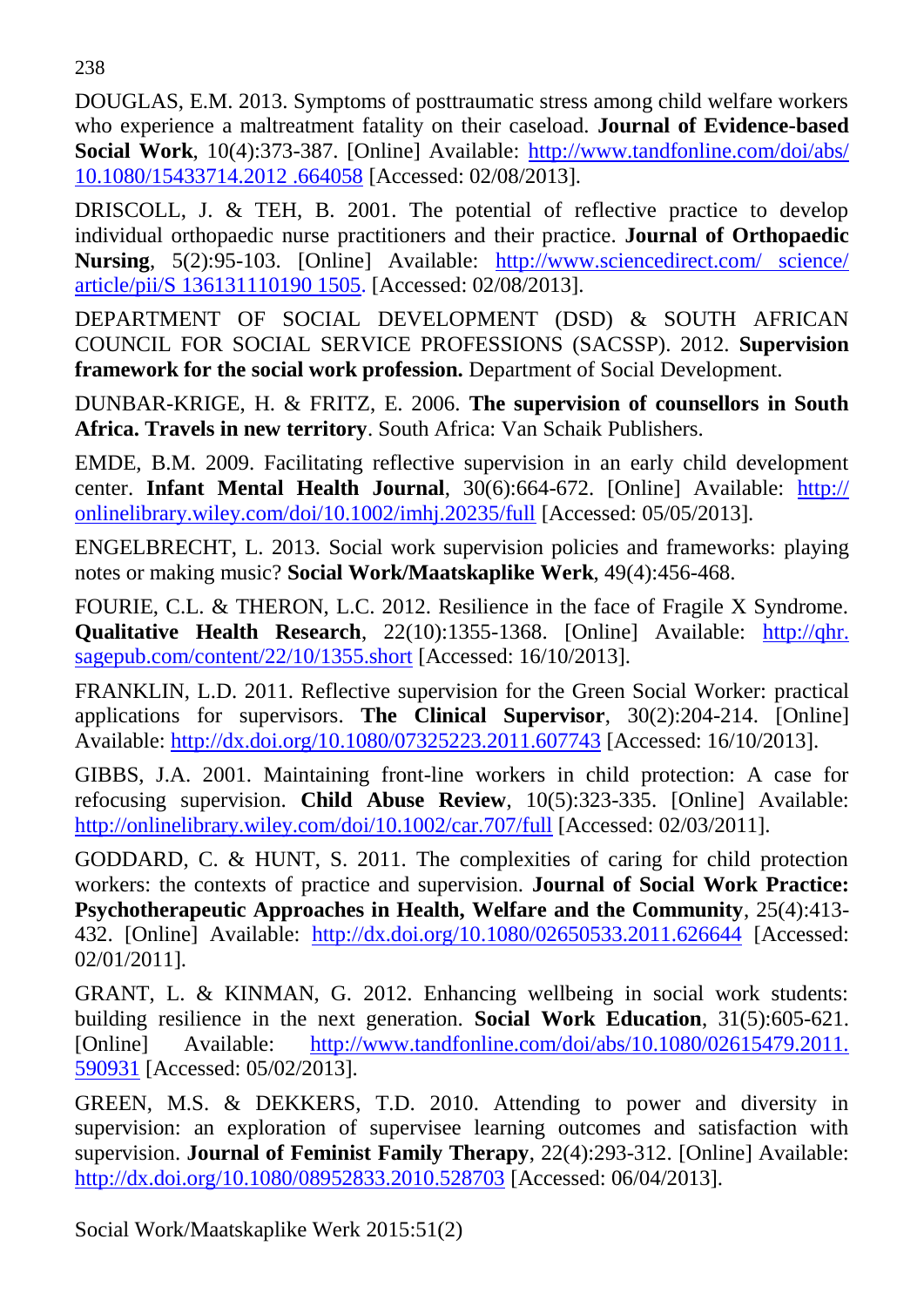DOUGLAS, E.M. 2013. Symptoms of posttraumatic stress among child welfare workers who experience a maltreatment fatality on their caseload. **Journal of Evidence-based Social Work**, 10(4):373-387. [Online] Available: http://www.tandfonline.com/doi/abs/10.1080/15433714.2012 .664058 [Accessed: 02/08/2013].

DRISCOLL, J. & TEH, B. 2001. The potential of reflective practice to develop individual orthopaedic nurse practitioners and their practice. **Journal of Orthopaedic Nursing**, 5(2):95-103. [Online] Available: http://www.sciencedirect.com/ science/article/pii/S 136131110190 1505. [Accessed: 02/08/2013].

DEPARTMENT OF SOCIAL DEVELOPMENT (DSD) & SOUTH AFRICAN COUNCIL FOR SOCIAL SERVICE PROFESSIONS (SACSSP). 2012. **Supervision framework for the social work profession.** Department of Social Development.

DUNBAR-KRIGE, H. & FRITZ, E. 2006. **The supervision of counsellors in South Africa. Travels in new territory**. South Africa: Van Schaik Publishers.

EMDE, B.M. 2009. Facilitating reflective supervision in an early child development center. **Infant Mental Health Journal**, 30(6):664-672. [Online] Available: http://onlinelibrary.wiley.com/doi/10.1002/imhj.20235/full [Accessed: 05/05/2013].

ENGELBRECHT, L. 2013. Social work supervision policies and frameworks: playing notes or making music? **Social Work/Maatskaplike Werk**, 49(4):456-468.

FOURIE, C.L. & THERON, L.C. 2012. Resilience in the face of Fragile X Syndrome. **Qualitative Health Research**, 22(10):1355-1368. [Online] Available: http://qhr.sagepub.com/content/22/10/1355.short [Accessed: 16/10/2013].

FRANKLIN, L.D. 2011. Reflective supervision for the Green Social Worker: practical applications for supervisors. **The Clinical Supervisor**, 30(2):204-214. [Online] Available: http://dx.doi.org/10.1080/07325223.2011.607743 [Accessed: 16/10/2013].

GIBBS, J.A. 2001. Maintaining front-line workers in child protection: A case for refocusing supervision. **Child Abuse Review**, 10(5):323-335. [Online] Available: http://onlinelibrary.wiley.com/doi/10.1002/car.707/full [Accessed: 02/03/2011].

GODDARD, C. & HUNT, S. 2011. The complexities of caring for child protection workers: the contexts of practice and supervision. **Journal of Social Work Practice: Psychotherapeutic Approaches in Health, Welfare and the Community**, 25(4):413-432. [Online] Available: http://dx.doi.org/10.1080/02650533.2011.626644 [Accessed: 02/01/2011].

GRANT, L. & KINMAN, G. 2012. Enhancing wellbeing in social work students: building resilience in the next generation. **Social Work Education**, 31(5):605-621. [Online] Available: http://www.tandfonline.com/doi/abs/10.1080/02615479.2011.590931 [Accessed: 05/02/2013].

GREEN, M.S. & DEKKERS, T.D. 2010. Attending to power and diversity in supervision: an exploration of supervisee learning outcomes and satisfaction with supervision. **Journal of Feminist Family Therapy**, 22(4):293-312. [Online] Available: http://dx.doi.org/10.1080/08952833.2010.528703 [Accessed: 06/04/2013].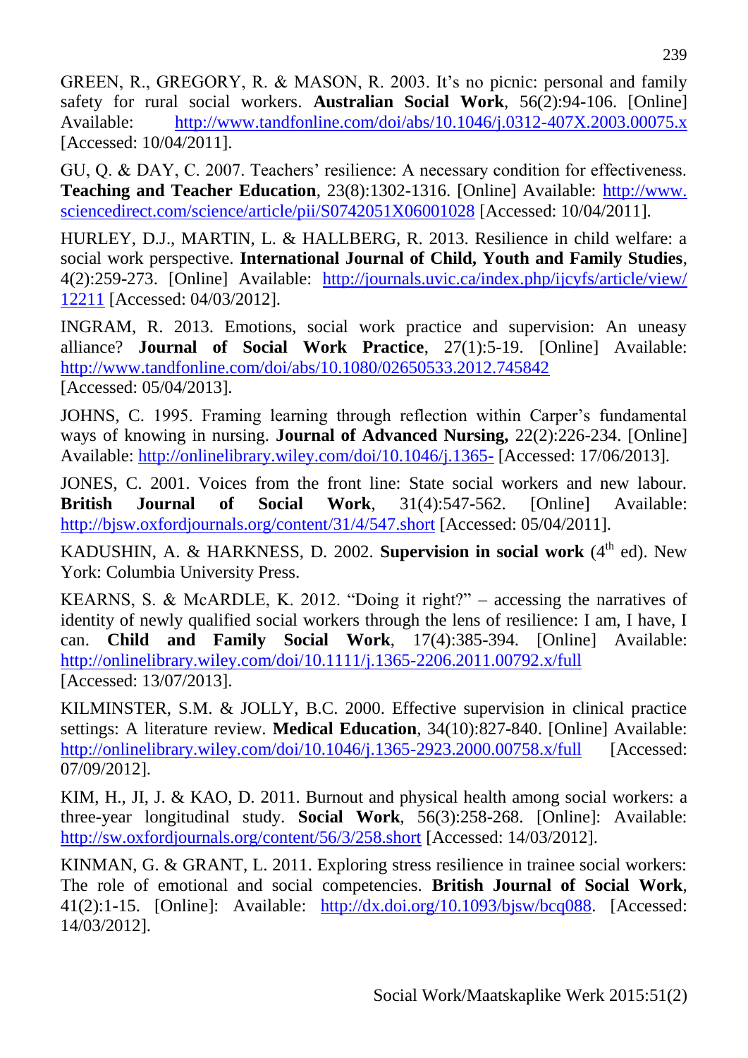GREEN, R., GREGORY, R. & MASON, R. 2003. It's no picnic: personal and family safety for rural social workers. **Australian Social Work**, 56(2):94-106. [Online] Available: http://www.tandfonline.com/doi/abs/10.1046/j.0312-407X.2003.00075.x [Accessed: 10/04/2011].

GU, Q. & DAY, C. 2007. Teachers' resilience: A necessary condition for effectiveness. **Teaching and Teacher Education**, 23(8):1302-1316. [Online] Available: http://www.sciencedirect.com/science/article/pii/S0742051X06001028 [Accessed: 10/04/2011].

HURLEY, D.J., MARTIN, L. & HALLBERG, R. 2013. Resilience in child welfare: a social work perspective. **International Journal of Child, Youth and Family Studies**, 4(2):259-273. [Online] Available: http://journals.uvic.ca/index.php/ijcyfs/article/view/12211 [Accessed: 04/03/2012].

INGRAM, R. 2013. Emotions, social work practice and supervision: An uneasy alliance? **Journal of Social Work Practice**, 27(1):5-19. [Online] Available: http://www.tandfonline.com/doi/abs/10.1080/02650533.2012.745842 [Accessed: 05/04/2013].

JOHNS, C. 1995. Framing learning through reflection within Carper's fundamental ways of knowing in nursing. **Journal of Advanced Nursing,** 22(2):226-234. [Online] Available: http://onlinelibrary.wiley.com/doi/10.1046/j.1365- [Accessed: 17/06/2013].

JONES, C. 2001. Voices from the front line: State social workers and new labour. **British Journal of Social Work**, 31(4):547-562. [Online] Available: http://bjsw.oxfordjournals.org/content/31/4/547.short [Accessed: 05/04/2011].

KADUSHIN, A. & HARKNESS, D. 2002. **Supervision in social work** (4th ed). New York: Columbia University Press.

KEARNS, S. & McARDLE, K. 2012. "Doing it right?" – accessing the narratives of identity of newly qualified social workers through the lens of resilience: I am, I have, I can. **Child and Family Social Work**, 17(4):385-394. [Online] Available: http://onlinelibrary.wiley.com/doi/10.1111/j.1365-2206.2011.00792.x/full [Accessed: 13/07/2013].

KILMINSTER, S.M. & JOLLY, B.C. 2000. Effective supervision in clinical practice settings: A literature review. **Medical Education**, 34(10):827-840. [Online] Available: http://onlinelibrary.wiley.com/doi/10.1046/j.1365-2923.2000.00758.x/full [Accessed: 07/09/2012].

KIM, H., JI, J. & KAO, D. 2011. Burnout and physical health among social workers: a three-year longitudinal study. **Social Work**, 56(3):258-268. [Online]: Available: http://sw.oxfordjournals.org/content/56/3/258.short [Accessed: 14/03/2012].

KINMAN, G. & GRANT, L. 2011. Exploring stress resilience in trainee social workers: The role of emotional and social competencies. **British Journal of Social Work**, 41(2):1-15. [Online]: Available: http://dx.doi.org/10.1093/bjsw/bcq088. [Accessed: 14/03/2012].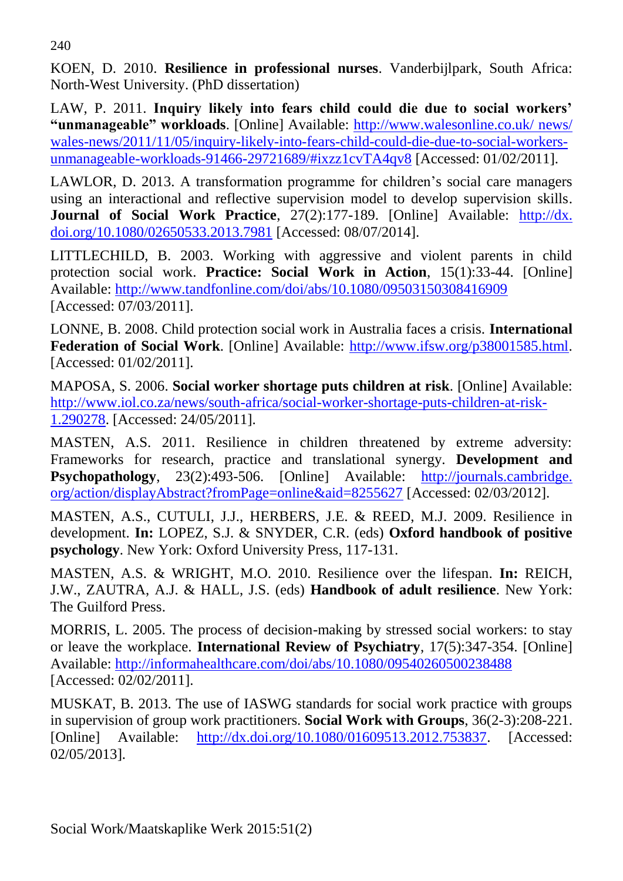KOEN, D. 2010. **Resilience in professional nurses**. Vanderbijlpark, South Africa: North-West University. (PhD dissertation)

LAW, P. 2011. **Inquiry likely into fears child could die due to social workers' "unmanageable" workloads**. [Online] Available: http://www.walesonline.co.uk/ news/wales-news/2011/11/05/inquiry-likely-into-fears-child-could-die-due-to-social-workers-unmanageable-workloads-91466-29721689/#ixzz1cvTA4qv8 [Accessed: 01/02/2011].

LAWLOR, D. 2013. A transformation programme for children's social care managers using an interactional and reflective supervision model to develop supervision skills. **Journal of Social Work Practice**, 27(2):177-189. [Online] Available: http://dx.doi.org/10.1080/02650533.2013.7981 [Accessed: 08/07/2014].

LITTLECHILD, B. 2003. Working with aggressive and violent parents in child protection social work. **Practice: Social Work in Action**, 15(1):33-44. [Online] Available: http://www.tandfonline.com/doi/abs/10.1080/09503150308416909 [Accessed: 07/03/2011].

LONNE, B. 2008. Child protection social work in Australia faces a crisis. **International Federation of Social Work**. [Online] Available: http://www.ifsw.org/p38001585.html. [Accessed: 01/02/2011].

MAPOSA, S. 2006. **Social worker shortage puts children at risk**. [Online] Available: http://www.iol.co.za/news/south-africa/social-worker-shortage-puts-children-at-risk-1.290278. [Accessed: 24/05/2011].

MASTEN, A.S. 2011. Resilience in children threatened by extreme adversity: Frameworks for research, practice and translational synergy. **Development and Psychopathology**, 23(2):493-506. [Online] Available: http://journals.cambridge.org/action/displayAbstract?fromPage=online&aid=8255627 [Accessed: 02/03/2012].

MASTEN, A.S., CUTULI, J.J., HERBERS, J.E. & REED, M.J. 2009. Resilience in development. **In:** LOPEZ, S.J. & SNYDER, C.R. (eds) **Oxford handbook of positive psychology**. New York: Oxford University Press, 117-131.

MASTEN, A.S. & WRIGHT, M.O. 2010. Resilience over the lifespan. **In:** REICH, J.W., ZAUTRA, A.J. & HALL, J.S. (eds) **Handbook of adult resilience**. New York: The Guilford Press.

MORRIS, L. 2005. The process of decision-making by stressed social workers: to stay or leave the workplace. **International Review of Psychiatry**, 17(5):347-354. [Online] Available: http://informahealthcare.com/doi/abs/10.1080/09540260500238488 [Accessed: 02/02/2011].

MUSKAT, B. 2013. The use of IASWG standards for social work practice with groups in supervision of group work practitioners. **Social Work with Groups**, 36(2-3):208-221. [Online] Available: http://dx.doi.org/10.1080/01609513.2012.753837. [Accessed: 02/05/2013].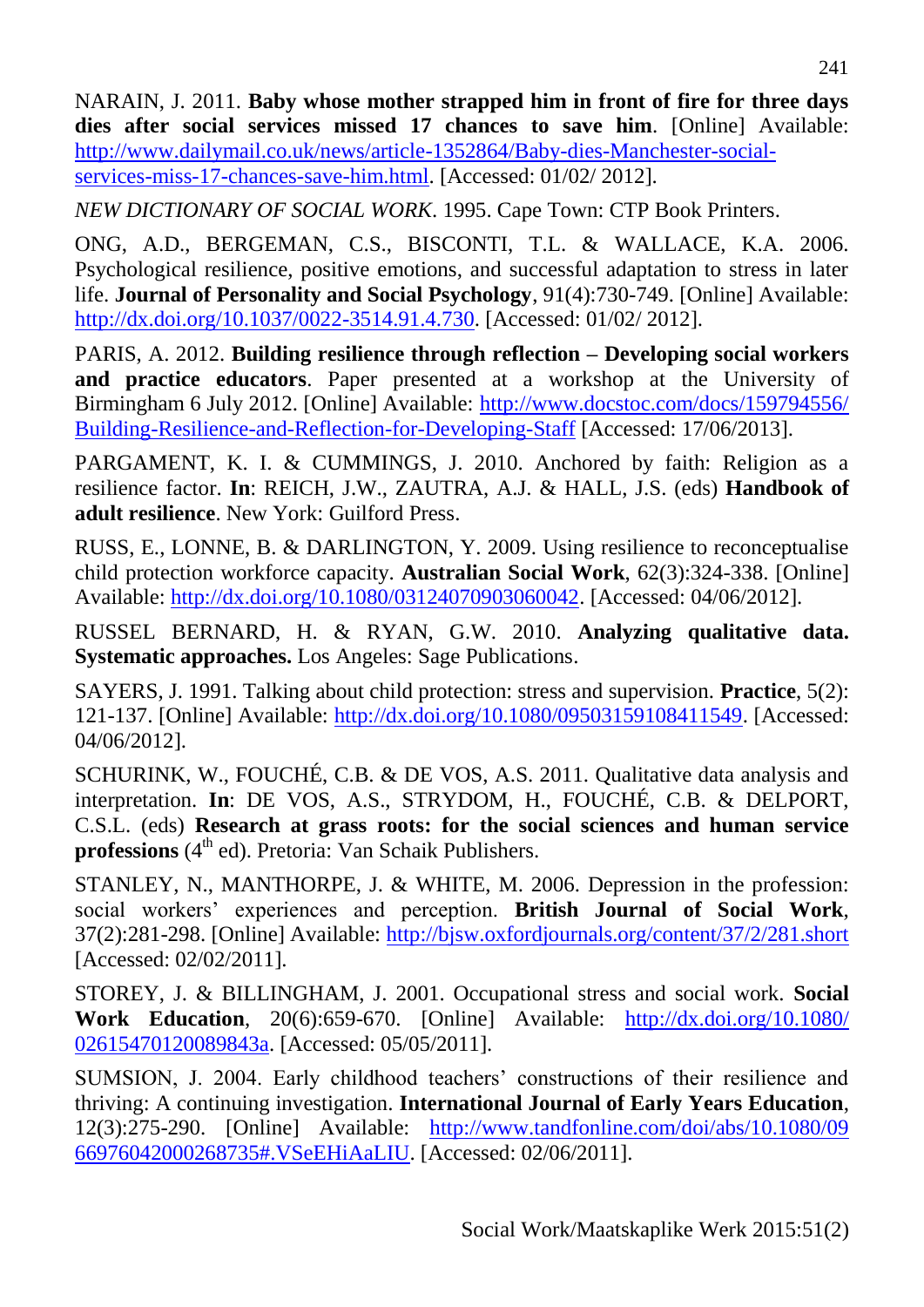NARAIN, J. 2011. **Baby whose mother strapped him in front of fire for three days dies after social services missed 17 chances to save him**. [Online] Available: http://www.dailymail.co.uk/news/article-1352864/Baby-dies-Manchester-social-services-miss-17-chances-save-him.html. [Accessed: 01/02/ 2012].

*NEW DICTIONARY OF SOCIAL WORK*. 1995. Cape Town: CTP Book Printers.

ONG, A.D., BERGEMAN, C.S., BISCONTI, T.L. & WALLACE, K.A. 2006. Psychological resilience, positive emotions, and successful adaptation to stress in later life. **Journal of Personality and Social Psychology**, 91(4):730-749. [Online] Available: http://dx.doi.org/10.1037/0022-3514.91.4.730. [Accessed: 01/02/ 2012].

PARIS, A. 2012. **Building resilience through reflection – Developing social workers and practice educators**. Paper presented at a workshop at the University of Birmingham 6 July 2012. [Online] Available: http://www.docstoc.com/docs/159794556/Building-Resilience-and-Reflection-for-Developing-Staff [Accessed: 17/06/2013].

PARGAMENT, K. I. & CUMMINGS, J. 2010. Anchored by faith: Religion as a resilience factor. **In**: REICH, J.W., ZAUTRA, A.J. & HALL, J.S. (eds) **Handbook of adult resilience**. New York: Guilford Press.

RUSS, E., LONNE, B. & DARLINGTON, Y. 2009. Using resilience to reconceptualise child protection workforce capacity. **Australian Social Work**, 62(3):324-338. [Online] Available: http://dx.doi.org/10.1080/03124070903060042. [Accessed: 04/06/2012].

RUSSEL BERNARD, H. & RYAN, G.W. 2010. **Analyzing qualitative data. Systematic approaches.** Los Angeles: Sage Publications.

SAYERS, J. 1991. Talking about child protection: stress and supervision. **Practice**, 5(2): 121-137. [Online] Available: http://dx.doi.org/10.1080/09503159108411549. [Accessed: 04/06/2012].

SCHURINK, W., FOUCHÉ, C.B. & DE VOS, A.S. 2011. Qualitative data analysis and interpretation. **In**: DE VOS, A.S., STRYDOM, H., FOUCHÉ, C.B. & DELPORT, C.S.L. (eds) **Research at grass roots: for the social sciences and human service professions** (4th ed). Pretoria: Van Schaik Publishers.

STANLEY, N., MANTHORPE, J. & WHITE, M. 2006. Depression in the profession: social workers' experiences and perception. **British Journal of Social Work**, 37(2):281-298. [Online] Available: http://bjsw.oxfordjournals.org/content/37/2/281.short [Accessed: 02/02/2011].

STOREY, J. & BILLINGHAM, J. 2001. Occupational stress and social work. **Social Work Education**, 20(6):659-670. [Online] Available: http://dx.doi.org/10.1080/02615470120089843a. [Accessed: 05/05/2011].

SUMSION, J. 2004. Early childhood teachers' constructions of their resilience and thriving: A continuing investigation. **International Journal of Early Years Education**, 12(3):275-290. [Online] Available: http://www.tandfonline.com/doi/abs/10.1080/0966976042000268735#.VSeEHiAaLIU. [Accessed: 02/06/2011].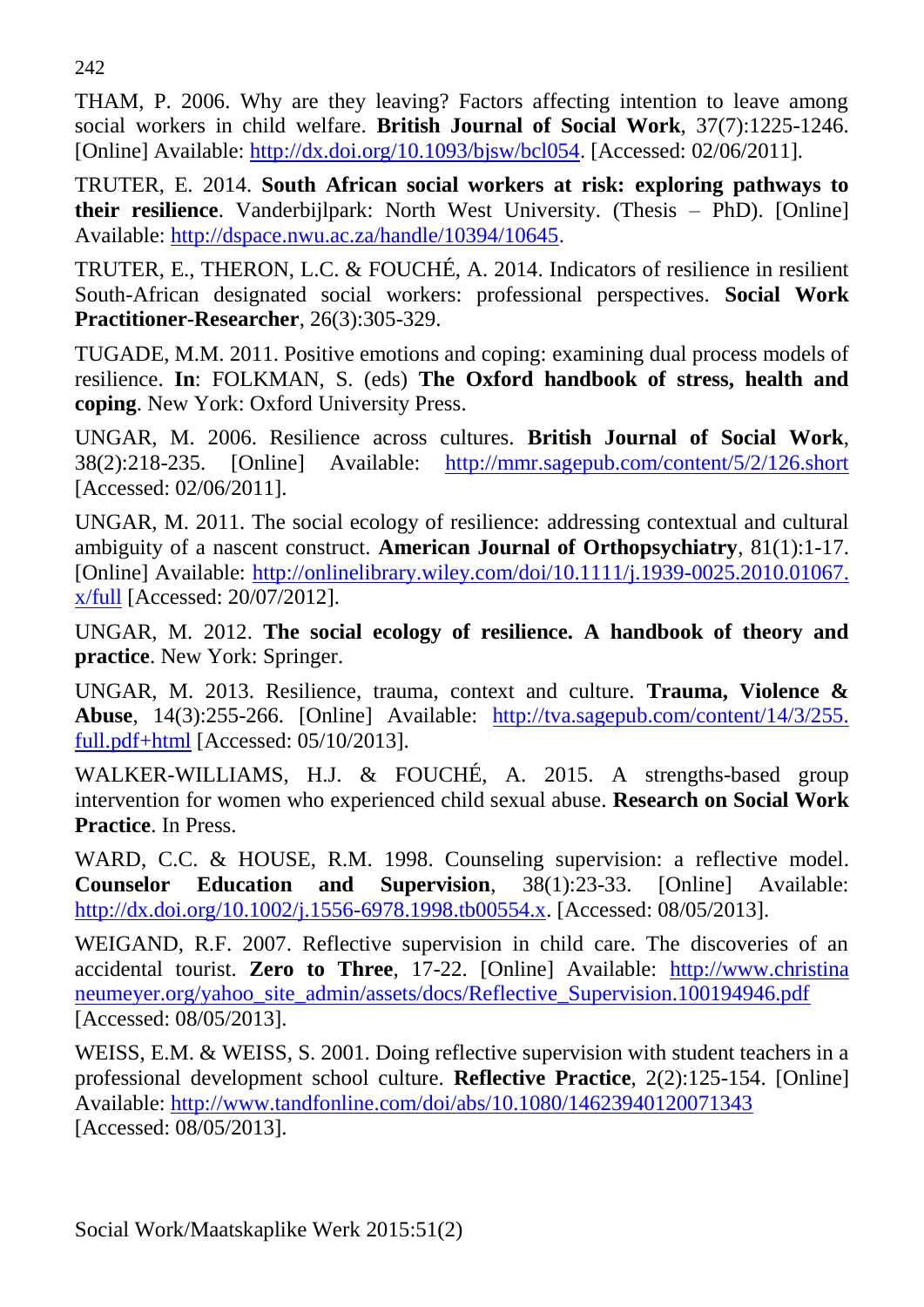THAM, P. 2006. Why are they leaving? Factors affecting intention to leave among social workers in child welfare. **British Journal of Social Work**, 37(7):1225-1246. [Online] Available: http://dx.doi.org/10.1093/bjsw/bcl054. [Accessed: 02/06/2011].

TRUTER, E. 2014. **South African social workers at risk: exploring pathways to their resilience**. Vanderbijlpark: North West University. (Thesis – PhD). [Online] Available: http://dspace.nwu.ac.za/handle/10394/10645.

TRUTER, E., THERON, L.C. & FOUCHÉ, A. 2014. Indicators of resilience in resilient South-African designated social workers: professional perspectives. **Social Work Practitioner-Researcher**, 26(3):305-329.

TUGADE, M.M. 2011. Positive emotions and coping: examining dual process models of resilience. **In**: FOLKMAN, S. (eds) **The Oxford handbook of stress, health and coping**. New York: Oxford University Press.

UNGAR, M. 2006. Resilience across cultures. **British Journal of Social Work**, 38(2):218-235. [Online] Available: http://mmr.sagepub.com/content/5/2/126.short [Accessed: 02/06/2011].

UNGAR, M. 2011. The social ecology of resilience: addressing contextual and cultural ambiguity of a nascent construct. **American Journal of Orthopsychiatry**, 81(1):1-17. [Online] Available: http://onlinelibrary.wiley.com/doi/10.1111/j.1939-0025.2010.01067.x/full [Accessed: 20/07/2012].

UNGAR, M. 2012. **The social ecology of resilience. A handbook of theory and practice**. New York: Springer.

UNGAR, M. 2013. Resilience, trauma, context and culture. **Trauma, Violence & Abuse**, 14(3):255-266. [Online] Available: http://tva.sagepub.com/content/14/3/255.full.pdf+html [Accessed: 05/10/2013].

WALKER-WILLIAMS, H.J. & FOUCHÉ, A. 2015. A strengths-based group intervention for women who experienced child sexual abuse. **Research on Social Work Practice**. In Press.

WARD, C.C. & HOUSE, R.M. 1998. Counseling supervision: a reflective model. **Counselor Education and Supervision**, 38(1):23-33. [Online] Available: http://dx.doi.org/10.1002/j.1556-6978.1998.tb00554.x. [Accessed: 08/05/2013].

WEIGAND, R.F. 2007. Reflective supervision in child care. The discoveries of an accidental tourist. **Zero to Three**, 17-22. [Online] Available: http://www.christinaneumeyer.org/yahoo_site_admin/assets/docs/Reflective_Supervision.100194946.pdf [Accessed: 08/05/2013].

WEISS, E.M. & WEISS, S. 2001. Doing reflective supervision with student teachers in a professional development school culture. **Reflective Practice**, 2(2):125-154. [Online] Available: http://www.tandfonline.com/doi/abs/10.1080/14623940120071343 [Accessed: 08/05/2013].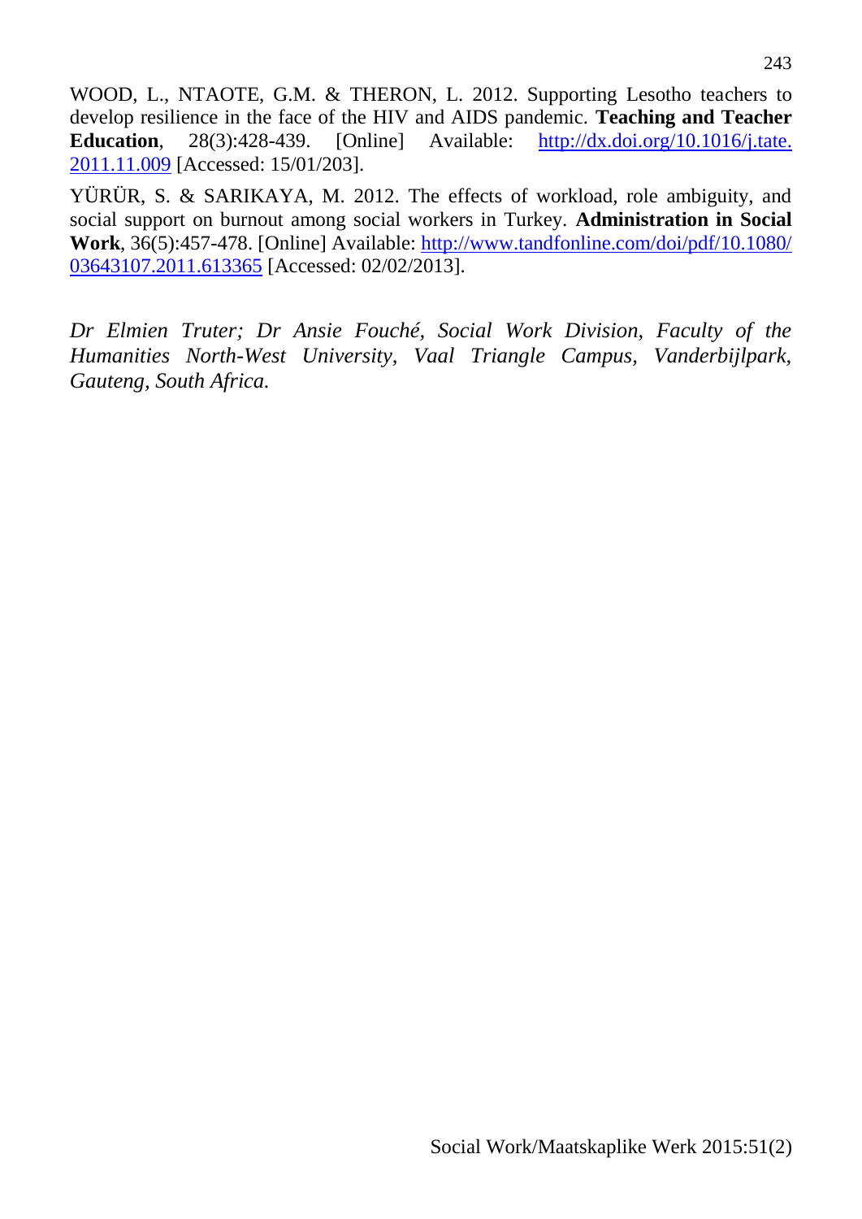WOOD, L., NTAOTE, G.M. & THERON, L. 2012. Supporting Lesotho teachers to develop resilience in the face of the HIV and AIDS pandemic. **Teaching and Teacher Education**, 28(3):428-439. [Online] Available: http://dx.doi.org/10.1016/j.tate.2011.11.009 [Accessed: 15/01/203].

YÜRÜR, S. & SARIKAYA, M. 2012. The effects of workload, role ambiguity, and social support on burnout among social workers in Turkey. **Administration in Social Work**, 36(5):457-478. [Online] Available: http://www.tandfonline.com/doi/pdf/10.1080/03643107.2011.613365 [Accessed: 02/02/2013].

*Dr Elmien Truter; Dr Ansie Fouché, Social Work Division, Faculty of the Humanities North-West University, Vaal Triangle Campus, Vanderbijlpark, Gauteng, South Africa.*